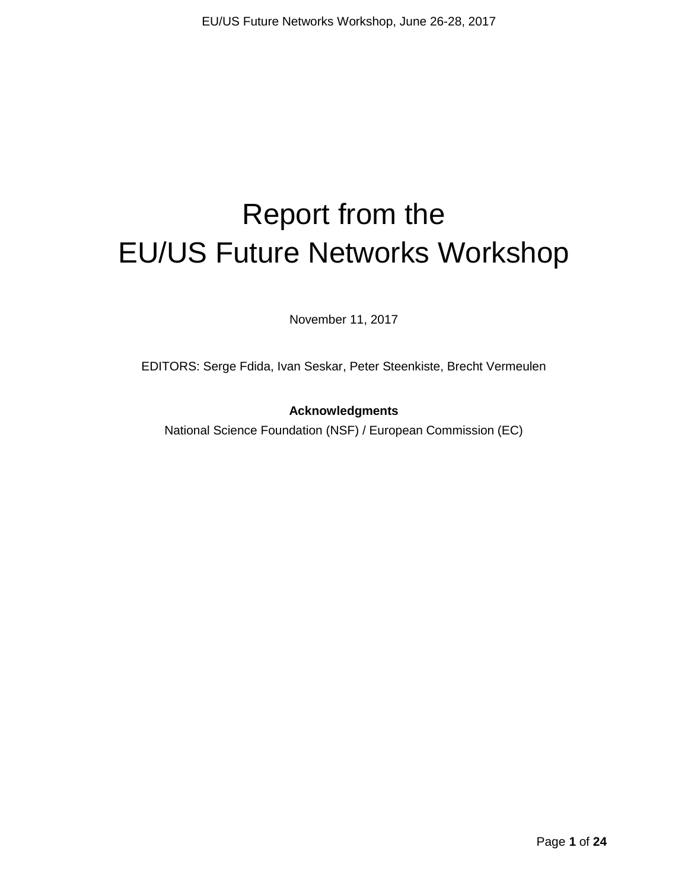# Report from the EU/US Future Networks Workshop

November 11, 2017

EDITORS: Serge Fdida, Ivan Seskar, Peter Steenkiste, Brecht Vermeulen

**Acknowledgments**

National Science Foundation (NSF) / European Commission (EC)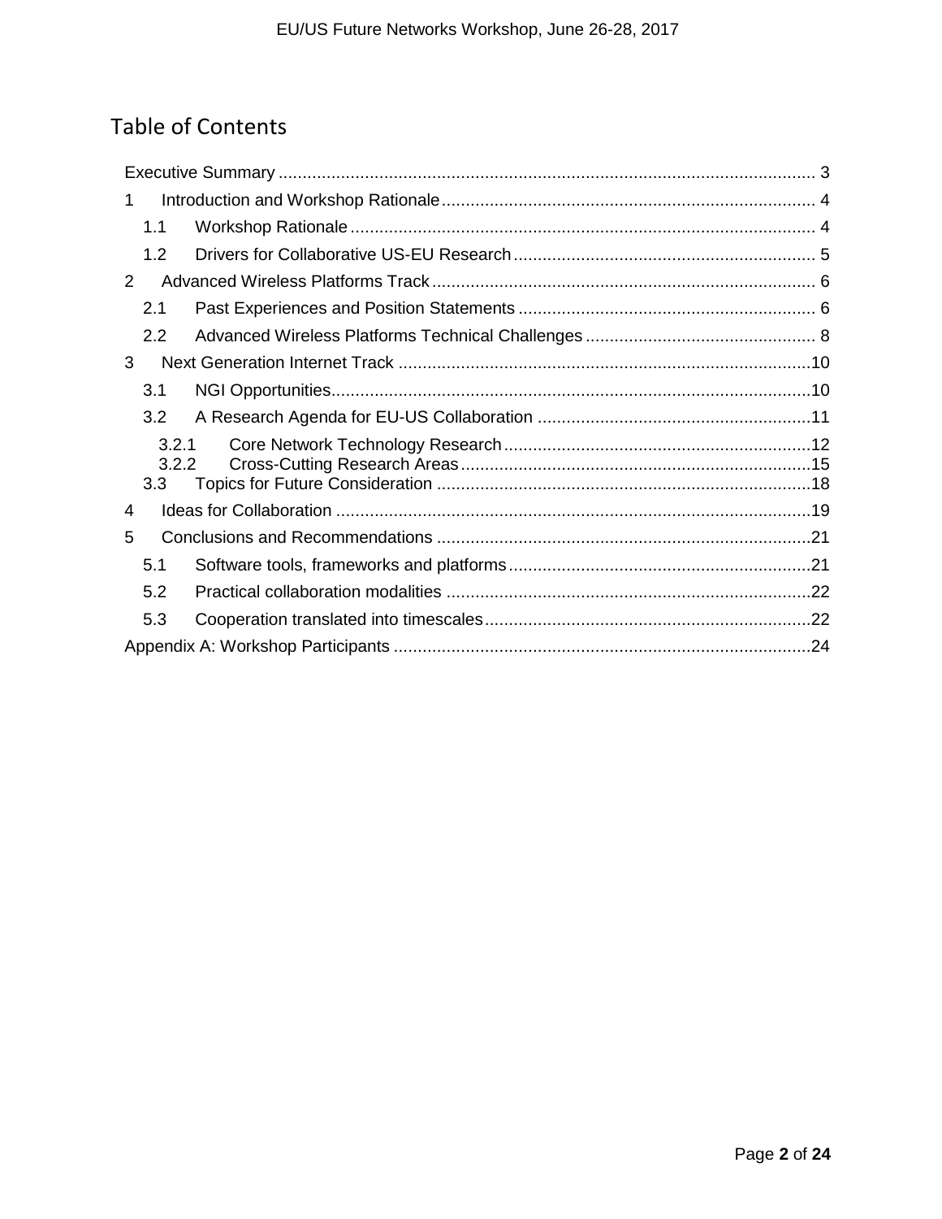# Table of Contents

- Executive Summary ... 3
- 1 Introduction and Workshop Rationale ... 4
  - 1.1 Workshop Rationale ... 4
  - 1.2 Drivers for Collaborative US-EU Research ... 5
- 2 Advanced Wireless Platforms Track ... 6
  - 2.1 Past Experiences and Position Statements ... 6
  - 2.2 Advanced Wireless Platforms Technical Challenges ... 8
- 3 Next Generation Internet Track ... 10
  - 3.1 NGI Opportunities ... 10
  - 3.2 A Research Agenda for EU-US Collaboration ... 11
    - 3.2.1 Core Network Technology Research ... 12
    - 3.2.2 Cross-Cutting Research Areas ... 15
  - 3.3 Topics for Future Consideration ... 18
- 4 Ideas for Collaboration ... 19
- 5 Conclusions and Recommendations ... 21
  - 5.1 Software tools, frameworks and platforms ... 21
  - 5.2 Practical collaboration modalities ... 22
  - 5.3 Cooperation translated into timescales ... 22
- Appendix A: Workshop Participants ... 24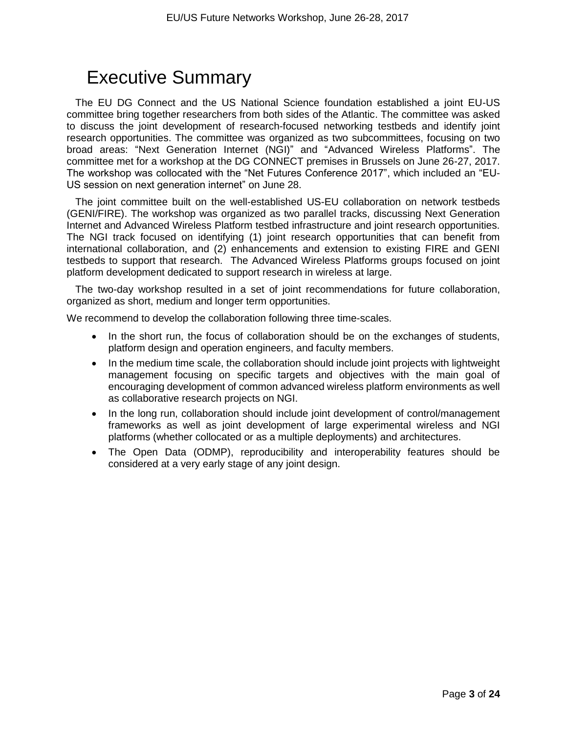# Executive Summary

The EU DG Connect and the US National Science foundation established a joint EU-US committee bring together researchers from both sides of the Atlantic. The committee was asked to discuss the joint development of research-focused networking testbeds and identify joint research opportunities. The committee was organized as two subcommittees, focusing on two broad areas: “Next Generation Internet (NGI)” and “Advanced Wireless Platforms”. The committee met for a workshop at the DG CONNECT premises in Brussels on June 26-27, 2017. The workshop was collocated with the “Net Futures Conference 2017”, which included an “EU-US session on next generation internet” on June 28.

The joint committee built on the well-established US-EU collaboration on network testbeds (GENI/FIRE). The workshop was organized as two parallel tracks, discussing Next Generation Internet and Advanced Wireless Platform testbed infrastructure and joint research opportunities. The NGI track focused on identifying (1) joint research opportunities that can benefit from international collaboration, and (2) enhancements and extension to existing FIRE and GENI testbeds to support that research. The Advanced Wireless Platforms groups focused on joint platform development dedicated to support research in wireless at large.

The two-day workshop resulted in a set of joint recommendations for future collaboration, organized as short, medium and longer term opportunities.

We recommend to develop the collaboration following three time-scales.

- In the short run, the focus of collaboration should be on the exchanges of students, platform design and operation engineers, and faculty members.
- In the medium time scale, the collaboration should include joint projects with lightweight management focusing on specific targets and objectives with the main goal of encouraging development of common advanced wireless platform environments as well as collaborative research projects on NGI.
- In the long run, collaboration should include joint development of control/management frameworks as well as joint development of large experimental wireless and NGI platforms (whether collocated or as a multiple deployments) and architectures.
- The Open Data (ODMP), reproducibility and interoperability features should be considered at a very early stage of any joint design.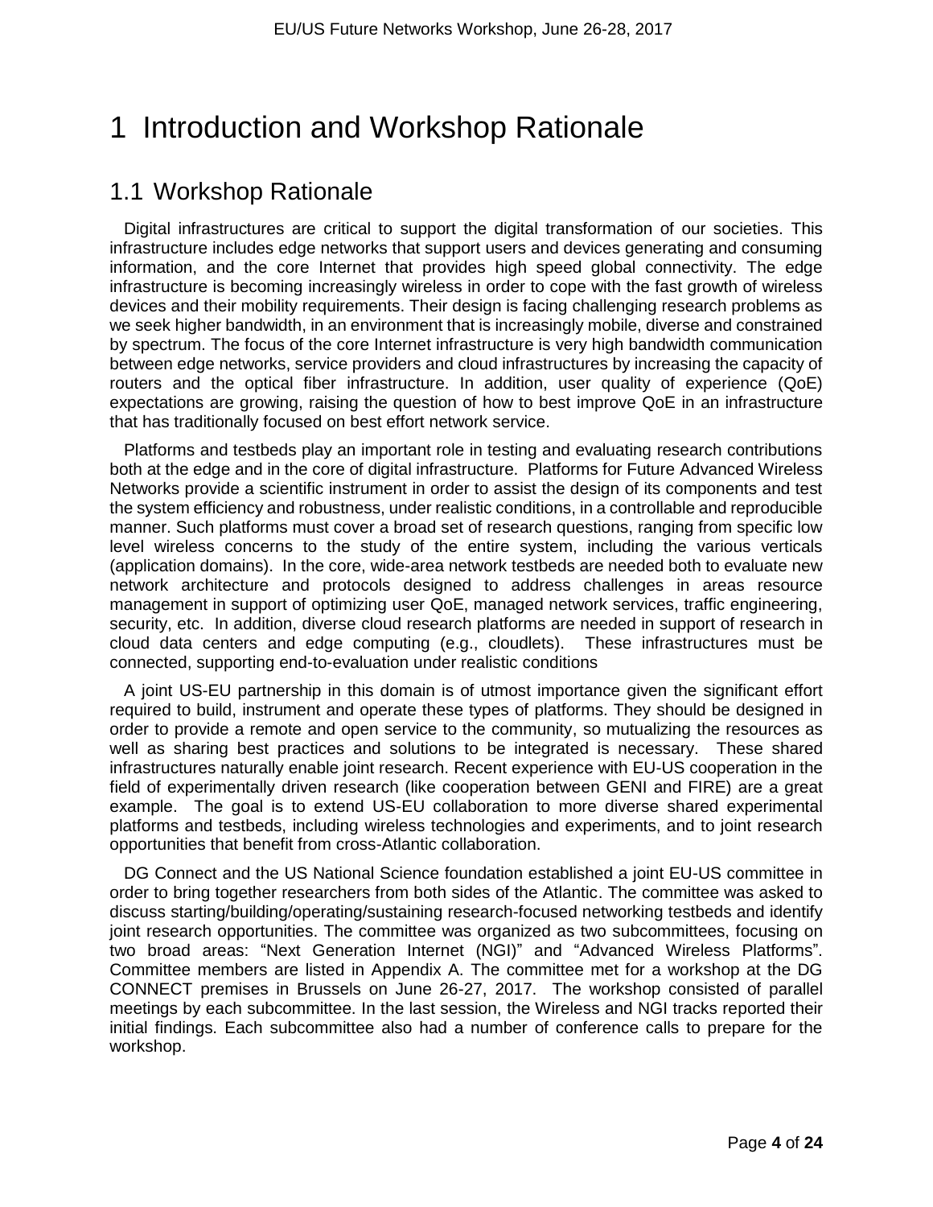# 1 Introduction and Workshop Rationale

## 1.1 Workshop Rationale

Digital infrastructures are critical to support the digital transformation of our societies. This infrastructure includes edge networks that support users and devices generating and consuming information, and the core Internet that provides high speed global connectivity. The edge infrastructure is becoming increasingly wireless in order to cope with the fast growth of wireless devices and their mobility requirements. Their design is facing challenging research problems as we seek higher bandwidth, in an environment that is increasingly mobile, diverse and constrained by spectrum. The focus of the core Internet infrastructure is very high bandwidth communication between edge networks, service providers and cloud infrastructures by increasing the capacity of routers and the optical fiber infrastructure. In addition, user quality of experience (QoE) expectations are growing, raising the question of how to best improve QoE in an infrastructure that has traditionally focused on best effort network service.

Platforms and testbeds play an important role in testing and evaluating research contributions both at the edge and in the core of digital infrastructure. Platforms for Future Advanced Wireless Networks provide a scientific instrument in order to assist the design of its components and test the system efficiency and robustness, under realistic conditions, in a controllable and reproducible manner. Such platforms must cover a broad set of research questions, ranging from specific low level wireless concerns to the study of the entire system, including the various verticals (application domains). In the core, wide-area network testbeds are needed both to evaluate new network architecture and protocols designed to address challenges in areas resource management in support of optimizing user QoE, managed network services, traffic engineering, security, etc. In addition, diverse cloud research platforms are needed in support of research in cloud data centers and edge computing (e.g., cloudlets). These infrastructures must be connected, supporting end-to-evaluation under realistic conditions

A joint US-EU partnership in this domain is of utmost importance given the significant effort required to build, instrument and operate these types of platforms. They should be designed in order to provide a remote and open service to the community, so mutualizing the resources as well as sharing best practices and solutions to be integrated is necessary. These shared infrastructures naturally enable joint research. Recent experience with EU-US cooperation in the field of experimentally driven research (like cooperation between GENI and FIRE) are a great example. The goal is to extend US-EU collaboration to more diverse shared experimental platforms and testbeds, including wireless technologies and experiments, and to joint research opportunities that benefit from cross-Atlantic collaboration.

DG Connect and the US National Science foundation established a joint EU-US committee in order to bring together researchers from both sides of the Atlantic. The committee was asked to discuss starting/building/operating/sustaining research-focused networking testbeds and identify joint research opportunities. The committee was organized as two subcommittees, focusing on two broad areas: "Next Generation Internet (NGI)" and "Advanced Wireless Platforms". Committee members are listed in Appendix A. The committee met for a workshop at the DG CONNECT premises in Brussels on June 26-27, 2017. The workshop consisted of parallel meetings by each subcommittee. In the last session, the Wireless and NGI tracks reported their initial findings. Each subcommittee also had a number of conference calls to prepare for the workshop.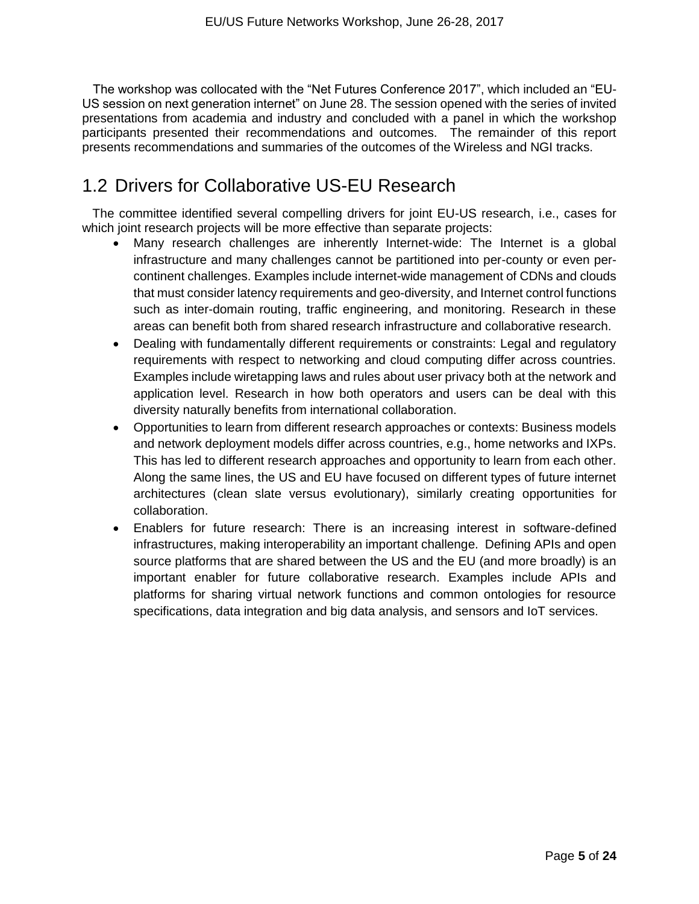The workshop was collocated with the "Net Futures Conference 2017", which included an "EU-US session on next generation internet" on June 28. The session opened with the series of invited presentations from academia and industry and concluded with a panel in which the workshop participants presented their recommendations and outcomes. The remainder of this report presents recommendations and summaries of the outcomes of the Wireless and NGI tracks.

## 1.2 Drivers for Collaborative US-EU Research

The committee identified several compelling drivers for joint EU-US research, i.e., cases for which joint research projects will be more effective than separate projects:

- Many research challenges are inherently Internet-wide: The Internet is a global infrastructure and many challenges cannot be partitioned into per-county or even per-continent challenges. Examples include internet-wide management of CDNs and clouds that must consider latency requirements and geo-diversity, and Internet control functions such as inter-domain routing, traffic engineering, and monitoring. Research in these areas can benefit both from shared research infrastructure and collaborative research.
- Dealing with fundamentally different requirements or constraints: Legal and regulatory requirements with respect to networking and cloud computing differ across countries. Examples include wiretapping laws and rules about user privacy both at the network and application level. Research in how both operators and users can be deal with this diversity naturally benefits from international collaboration.
- Opportunities to learn from different research approaches or contexts: Business models and network deployment models differ across countries, e.g., home networks and IXPs. This has led to different research approaches and opportunity to learn from each other. Along the same lines, the US and EU have focused on different types of future internet architectures (clean slate versus evolutionary), similarly creating opportunities for collaboration.
- Enablers for future research: There is an increasing interest in software-defined infrastructures, making interoperability an important challenge. Defining APIs and open source platforms that are shared between the US and the EU (and more broadly) is an important enabler for future collaborative research. Examples include APIs and platforms for sharing virtual network functions and common ontologies for resource specifications, data integration and big data analysis, and sensors and IoT services.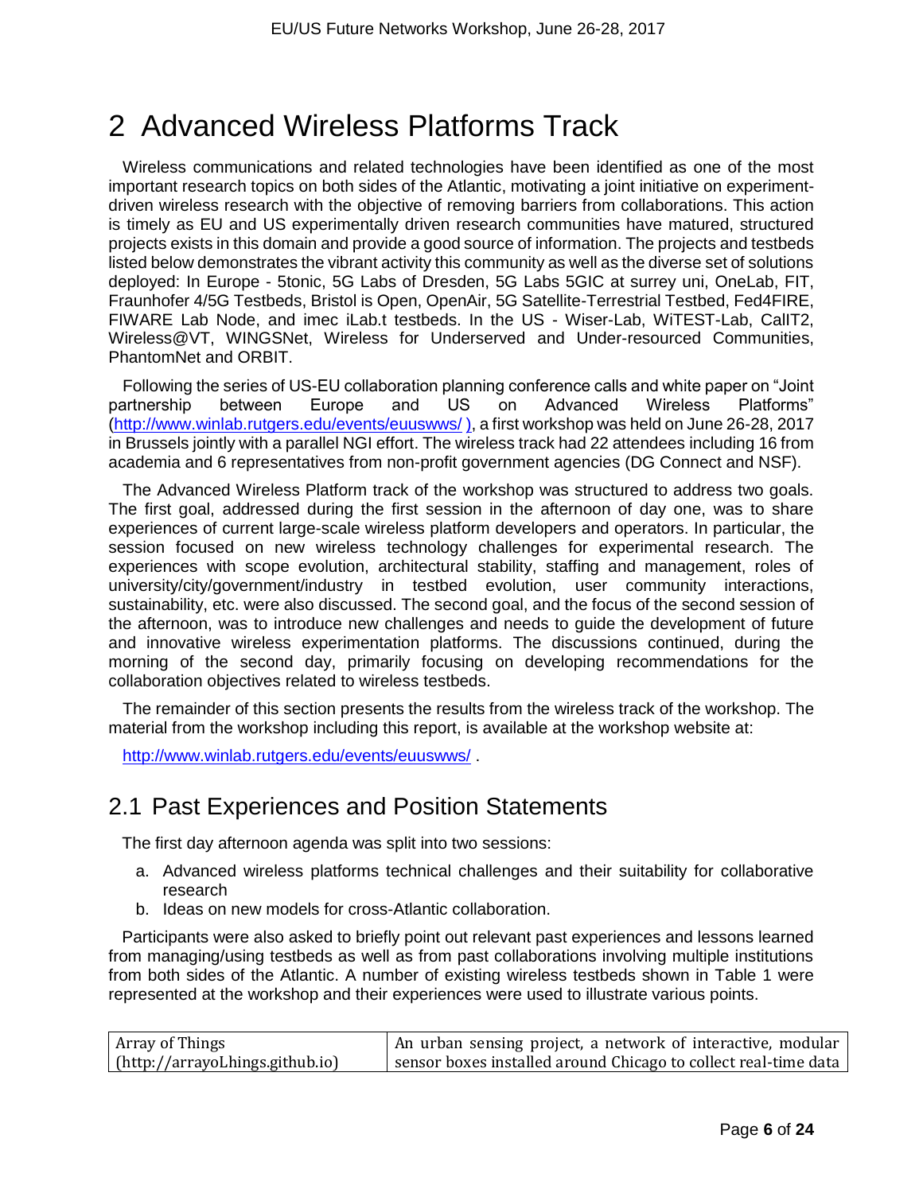# 2 Advanced Wireless Platforms Track

Wireless communications and related technologies have been identified as one of the most important research topics on both sides of the Atlantic, motivating a joint initiative on experiment-driven wireless research with the objective of removing barriers from collaborations. This action is timely as EU and US experimentally driven research communities have matured, structured projects exists in this domain and provide a good source of information. The projects and testbeds listed below demonstrates the vibrant activity this community as well as the diverse set of solutions deployed: In Europe - 5tonic, 5G Labs of Dresden, 5G Labs 5GIC at surrey uni, OneLab, FIT, Fraunhofer 4/5G Testbeds, Bristol is Open, OpenAir, 5G Satellite-Terrestrial Testbed, Fed4FIRE, FIWARE Lab Node, and imec iLab.t testbeds. In the US - Wiser-Lab, WiTEST-Lab, CallT2, Wireless@VT, WINGSNet, Wireless for Underserved and Under-resourced Communities, PhantomNet and ORBIT.

Following the series of US-EU collaboration planning conference calls and white paper on "Joint partnership between Europe and US on Advanced Wireless Platforms" (http://www.winlab.rutgers.edu/events/euuswws/ ), a first workshop was held on June 26-28, 2017 in Brussels jointly with a parallel NGI effort. The wireless track had 22 attendees including 16 from academia and 6 representatives from non-profit government agencies (DG Connect and NSF).

The Advanced Wireless Platform track of the workshop was structured to address two goals. The first goal, addressed during the first session in the afternoon of day one, was to share experiences of current large-scale wireless platform developers and operators. In particular, the session focused on new wireless technology challenges for experimental research. The experiences with scope evolution, architectural stability, staffing and management, roles of university/city/government/industry in testbed evolution, user community interactions, sustainability, etc. were also discussed. The second goal, and the focus of the second session of the afternoon, was to introduce new challenges and needs to guide the development of future and innovative wireless experimentation platforms. The discussions continued, during the morning of the second day, primarily focusing on developing recommendations for the collaboration objectives related to wireless testbeds.

The remainder of this section presents the results from the wireless track of the workshop. The material from the workshop including this report, is available at the workshop website at:

http://www.winlab.rutgers.edu/events/euuswws/ .

## 2.1 Past Experiences and Position Statements

The first day afternoon agenda was split into two sessions:

a. Advanced wireless platforms technical challenges and their suitability for collaborative research
b. Ideas on new models for cross-Atlantic collaboration.

Participants were also asked to briefly point out relevant past experiences and lessons learned from managing/using testbeds as well as from past collaborations involving multiple institutions from both sides of the Atlantic. A number of existing wireless testbeds shown in Table 1 were represented at the workshop and their experiences were used to illustrate various points.

| Array of Things (http://arrayoLhings.github.io) | An urban sensing project, a network of interactive, modular sensor boxes installed around Chicago to collect real-time data |
|---|---|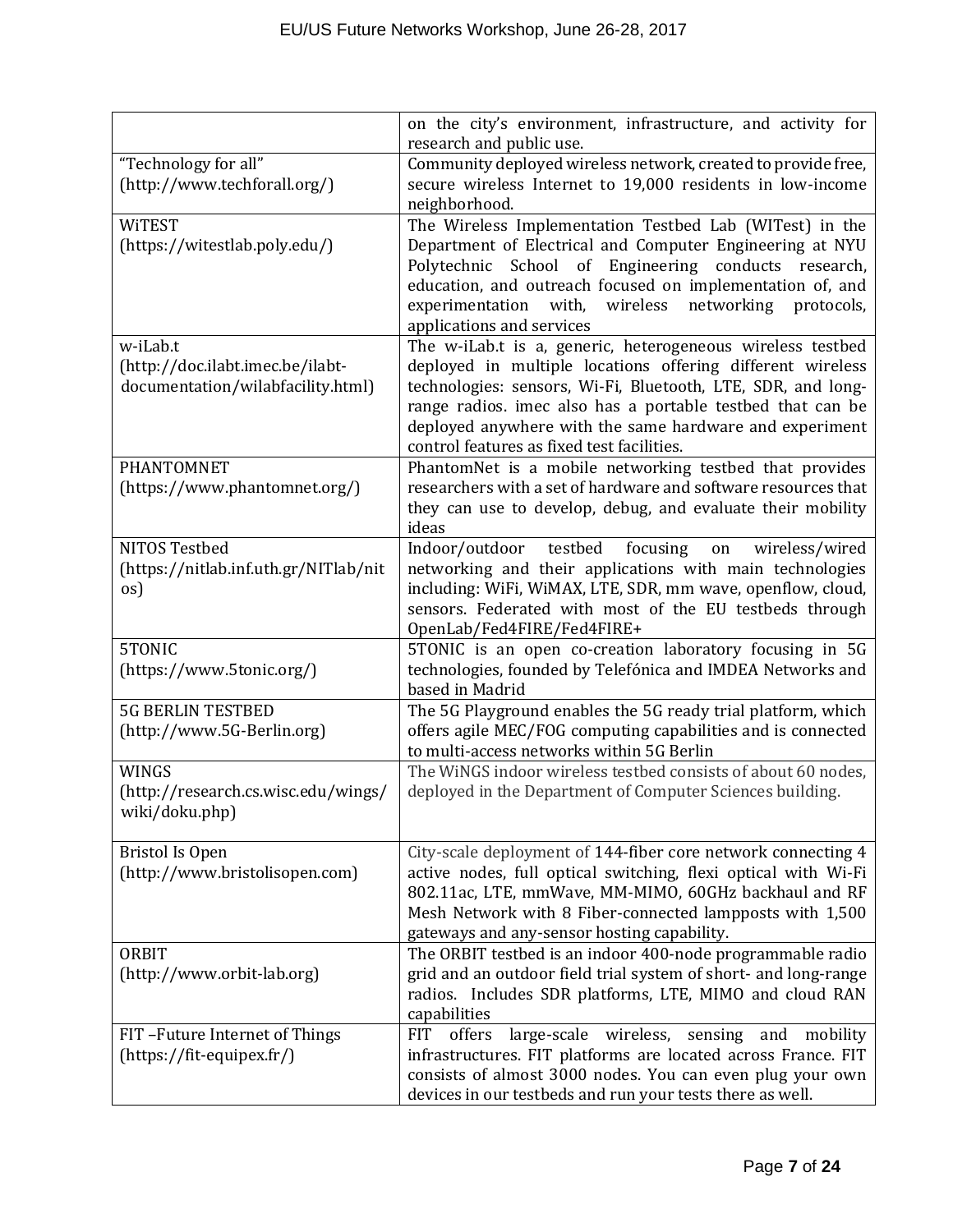| | |
|---|---|
| | on the city's environment, infrastructure, and activity for research and public use. |
| "Technology for all" (http://www.techforall.org/) | Community deployed wireless network, created to provide free, secure wireless Internet to 19,000 residents in low-income neighborhood. |
| WiTEST (https://witestlab.poly.edu/) | The Wireless Implementation Testbed Lab (WITest) in the Department of Electrical and Computer Engineering at NYU Polytechnic School of Engineering conducts research, education, and outreach focused on implementation of, and experimentation with, wireless networking protocols, applications and services |
| w-iLab.t (http://doc.ilabt.imec.be/ilabt-documentation/wilabfacility.html) | The w-iLab.t is a, generic, heterogeneous wireless testbed deployed in multiple locations offering different wireless technologies: sensors, Wi-Fi, Bluetooth, LTE, SDR, and long-range radios. imec also has a portable testbed that can be deployed anywhere with the same hardware and experiment control features as fixed test facilities. |
| PHANTOMNET (https://www.phantomnet.org/) | PhantomNet is a mobile networking testbed that provides researchers with a set of hardware and software resources that they can use to develop, debug, and evaluate their mobility ideas |
| NITOS Testbed (https://nitlab.inf.uth.gr/NITlab/nitos) | Indoor/outdoor testbed focusing on wireless/wired networking and their applications with main technologies including: WiFi, WiMAX, LTE, SDR, mm wave, openflow, cloud, sensors. Federated with most of the EU testbeds through OpenLab/Fed4FIRE/Fed4FIRE+ |
| 5TONIC (https://www.5tonic.org/) | 5TONIC is an open co-creation laboratory focusing in 5G technologies, founded by Telefónica and IMDEA Networks and based in Madrid |
| 5G BERLIN TESTBED (http://www.5G-Berlin.org) | The 5G Playground enables the 5G ready trial platform, which offers agile MEC/FOG computing capabilities and is connected to multi-access networks within 5G Berlin |
| WINGS (http://research.cs.wisc.edu/wings/wiki/doku.php) | The WiNGS indoor wireless testbed consists of about 60 nodes, deployed in the Department of Computer Sciences building. |
| Bristol Is Open (http://www.bristolisopen.com) | City-scale deployment of 144-fiber core network connecting 4 active nodes, full optical switching, flexi optical with Wi-Fi 802.11ac, LTE, mmWave, MM-MIMO, 60GHz backhaul and RF Mesh Network with 8 Fiber-connected lampposts with 1,500 gateways and any-sensor hosting capability. |
| ORBIT (http://www.orbit-lab.org) | The ORBIT testbed is an indoor 400-node programmable radio grid and an outdoor field trial system of short- and long-range radios. Includes SDR platforms, LTE, MIMO and cloud RAN capabilities |
| FIT –Future Internet of Things (https://fit-equipex.fr/) | FIT offers large-scale wireless, sensing and mobility infrastructures. FIT platforms are located across France. FIT consists of almost 3000 nodes. You can even plug your own devices in our testbeds and run your tests there as well. |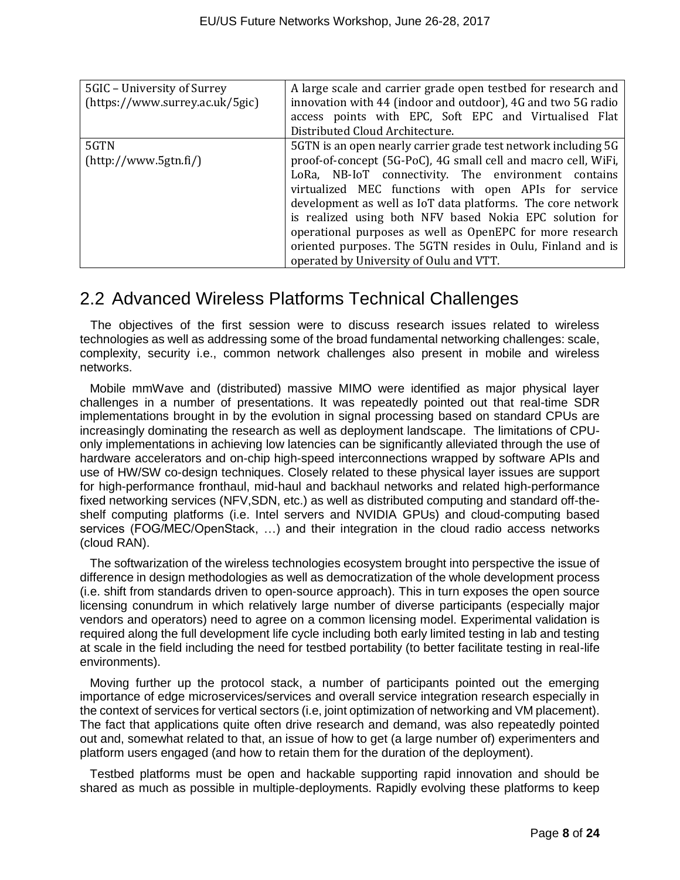| 5GIC – University of Surrey (https://www.surrey.ac.uk/5gic) | A large scale and carrier grade open testbed for research and innovation with 44 (indoor and outdoor), 4G and two 5G radio access points with EPC, Soft EPC and Virtualised Flat Distributed Cloud Architecture. |
|---|---|
| 5GTN (http://www.5gtn.fi/) | 5GTN is an open nearly carrier grade test network including 5G proof-of-concept (5G-PoC), 4G small cell and macro cell, WiFi, LoRa, NB-IoT connectivity. The environment contains virtualized MEC functions with open APIs for service development as well as IoT data platforms. The core network is realized using both NFV based Nokia EPC solution for operational purposes as well as OpenEPC for more research oriented purposes. The 5GTN resides in Oulu, Finland and is operated by University of Oulu and VTT. |

## 2.2 Advanced Wireless Platforms Technical Challenges

The objectives of the first session were to discuss research issues related to wireless technologies as well as addressing some of the broad fundamental networking challenges: scale, complexity, security i.e., common network challenges also present in mobile and wireless networks.

Mobile mmWave and (distributed) massive MIMO were identified as major physical layer challenges in a number of presentations. It was repeatedly pointed out that real-time SDR implementations brought in by the evolution in signal processing based on standard CPUs are increasingly dominating the research as well as deployment landscape. The limitations of CPU-only implementations in achieving low latencies can be significantly alleviated through the use of hardware accelerators and on-chip high-speed interconnections wrapped by software APIs and use of HW/SW co-design techniques. Closely related to these physical layer issues are support for high-performance fronthaul, mid-haul and backhaul networks and related high-performance fixed networking services (NFV,SDN, etc.) as well as distributed computing and standard off-the-shelf computing platforms (i.e. Intel servers and NVIDIA GPUs) and cloud-computing based services (FOG/MEC/OpenStack, …) and their integration in the cloud radio access networks (cloud RAN).

The softwarization of the wireless technologies ecosystem brought into perspective the issue of difference in design methodologies as well as democratization of the whole development process (i.e. shift from standards driven to open-source approach). This in turn exposes the open source licensing conundrum in which relatively large number of diverse participants (especially major vendors and operators) need to agree on a common licensing model. Experimental validation is required along the full development life cycle including both early limited testing in lab and testing at scale in the field including the need for testbed portability (to better facilitate testing in real-life environments).

Moving further up the protocol stack, a number of participants pointed out the emerging importance of edge microservices/services and overall service integration research especially in the context of services for vertical sectors (i.e, joint optimization of networking and VM placement). The fact that applications quite often drive research and demand, was also repeatedly pointed out and, somewhat related to that, an issue of how to get (a large number of) experimenters and platform users engaged (and how to retain them for the duration of the deployment).

Testbed platforms must be open and hackable supporting rapid innovation and should be shared as much as possible in multiple-deployments. Rapidly evolving these platforms to keep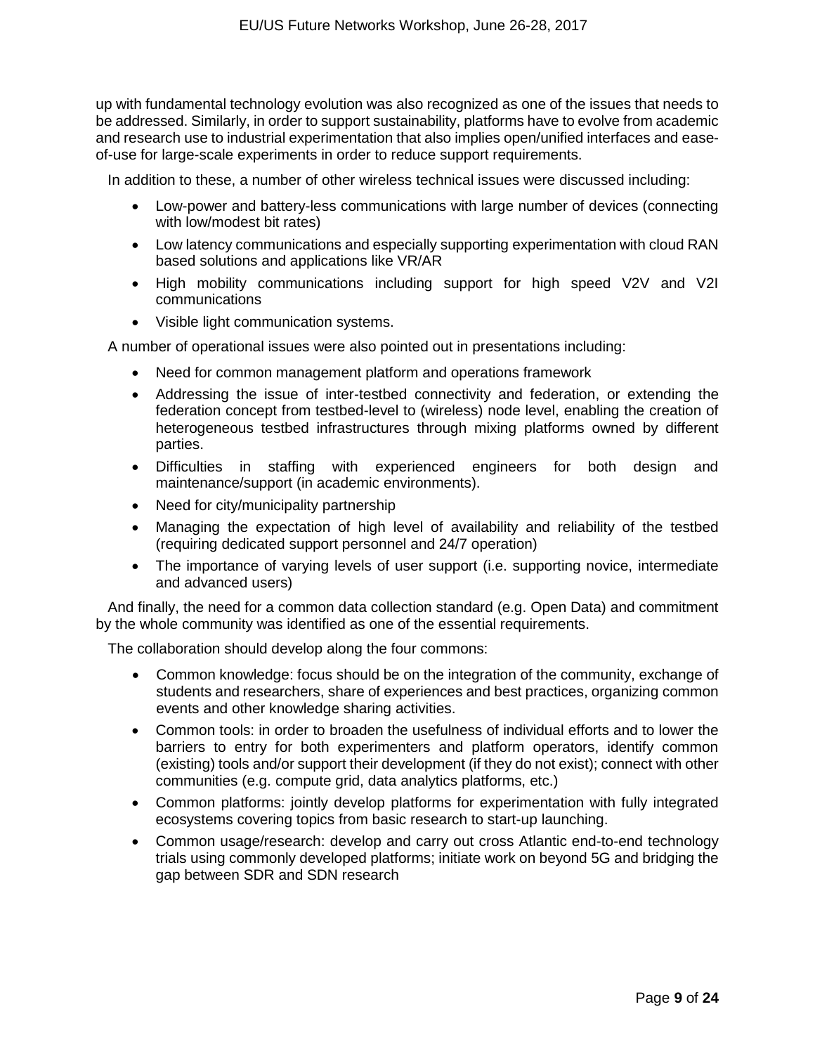up with fundamental technology evolution was also recognized as one of the issues that needs to be addressed. Similarly, in order to support sustainability, platforms have to evolve from academic and research use to industrial experimentation that also implies open/unified interfaces and ease-of-use for large-scale experiments in order to reduce support requirements.

In addition to these, a number of other wireless technical issues were discussed including:

- Low-power and battery-less communications with large number of devices (connecting with low/modest bit rates)
- Low latency communications and especially supporting experimentation with cloud RAN based solutions and applications like VR/AR
- High mobility communications including support for high speed V2V and V2I communications
- Visible light communication systems.

A number of operational issues were also pointed out in presentations including:

- Need for common management platform and operations framework
- Addressing the issue of inter-testbed connectivity and federation, or extending the federation concept from testbed-level to (wireless) node level, enabling the creation of heterogeneous testbed infrastructures through mixing platforms owned by different parties.
- Difficulties in staffing with experienced engineers for both design and maintenance/support (in academic environments).
- Need for city/municipality partnership
- Managing the expectation of high level of availability and reliability of the testbed (requiring dedicated support personnel and 24/7 operation)
- The importance of varying levels of user support (i.e. supporting novice, intermediate and advanced users)

And finally, the need for a common data collection standard (e.g. Open Data) and commitment by the whole community was identified as one of the essential requirements.

The collaboration should develop along the four commons:

- Common knowledge: focus should be on the integration of the community, exchange of students and researchers, share of experiences and best practices, organizing common events and other knowledge sharing activities.
- Common tools: in order to broaden the usefulness of individual efforts and to lower the barriers to entry for both experimenters and platform operators, identify common (existing) tools and/or support their development (if they do not exist); connect with other communities (e.g. compute grid, data analytics platforms, etc.)
- Common platforms: jointly develop platforms for experimentation with fully integrated ecosystems covering topics from basic research to start-up launching.
- Common usage/research: develop and carry out cross Atlantic end-to-end technology trials using commonly developed platforms; initiate work on beyond 5G and bridging the gap between SDR and SDN research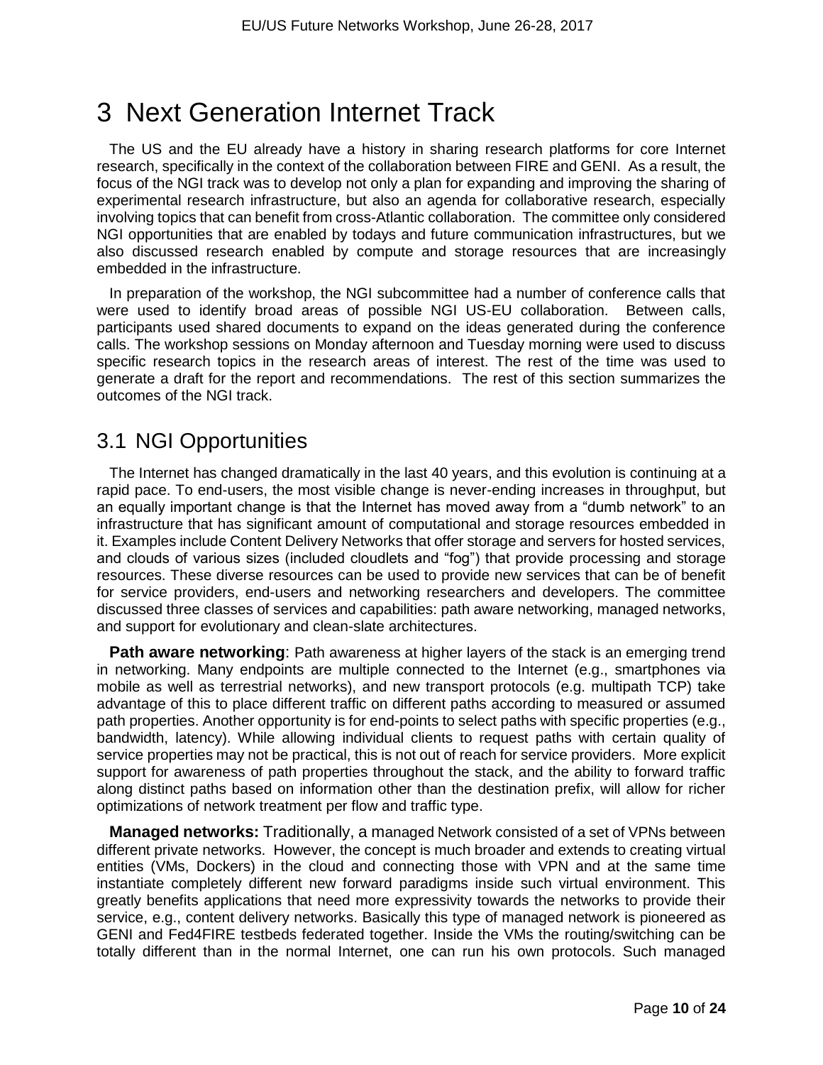# 3 Next Generation Internet Track

The US and the EU already have a history in sharing research platforms for core Internet research, specifically in the context of the collaboration between FIRE and GENI. As a result, the focus of the NGI track was to develop not only a plan for expanding and improving the sharing of experimental research infrastructure, but also an agenda for collaborative research, especially involving topics that can benefit from cross-Atlantic collaboration. The committee only considered NGI opportunities that are enabled by todays and future communication infrastructures, but we also discussed research enabled by compute and storage resources that are increasingly embedded in the infrastructure.

In preparation of the workshop, the NGI subcommittee had a number of conference calls that were used to identify broad areas of possible NGI US-EU collaboration. Between calls, participants used shared documents to expand on the ideas generated during the conference calls. The workshop sessions on Monday afternoon and Tuesday morning were used to discuss specific research topics in the research areas of interest. The rest of the time was used to generate a draft for the report and recommendations. The rest of this section summarizes the outcomes of the NGI track.

## 3.1 NGI Opportunities

The Internet has changed dramatically in the last 40 years, and this evolution is continuing at a rapid pace. To end-users, the most visible change is never-ending increases in throughput, but an equally important change is that the Internet has moved away from a "dumb network" to an infrastructure that has significant amount of computational and storage resources embedded in it. Examples include Content Delivery Networks that offer storage and servers for hosted services, and clouds of various sizes (included cloudlets and "fog") that provide processing and storage resources. These diverse resources can be used to provide new services that can be of benefit for service providers, end-users and networking researchers and developers. The committee discussed three classes of services and capabilities: path aware networking, managed networks, and support for evolutionary and clean-slate architectures.

**Path aware networking**: Path awareness at higher layers of the stack is an emerging trend in networking. Many endpoints are multiple connected to the Internet (e.g., smartphones via mobile as well as terrestrial networks), and new transport protocols (e.g. multipath TCP) take advantage of this to place different traffic on different paths according to measured or assumed path properties. Another opportunity is for end-points to select paths with specific properties (e.g., bandwidth, latency). While allowing individual clients to request paths with certain quality of service properties may not be practical, this is not out of reach for service providers. More explicit support for awareness of path properties throughout the stack, and the ability to forward traffic along distinct paths based on information other than the destination prefix, will allow for richer optimizations of network treatment per flow and traffic type.

**Managed networks:** Traditionally, a managed Network consisted of a set of VPNs between different private networks. However, the concept is much broader and extends to creating virtual entities (VMs, Dockers) in the cloud and connecting those with VPN and at the same time instantiate completely different new forward paradigms inside such virtual environment. This greatly benefits applications that need more expressivity towards the networks to provide their service, e.g., content delivery networks. Basically this type of managed network is pioneered as GENI and Fed4FIRE testbeds federated together. Inside the VMs the routing/switching can be totally different than in the normal Internet, one can run his own protocols. Such managed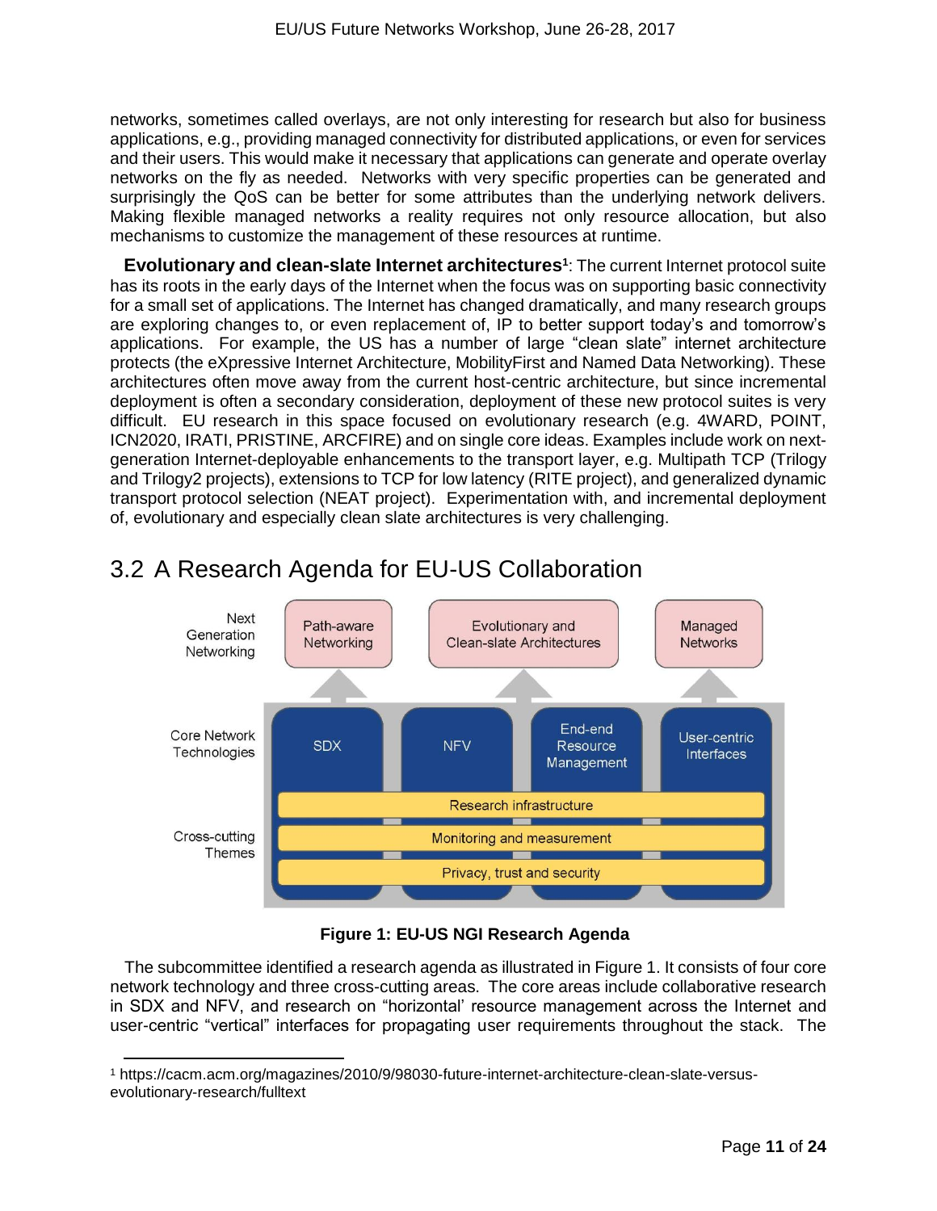networks, sometimes called overlays, are not only interesting for research but also for business applications, e.g., providing managed connectivity for distributed applications, or even for services and their users. This would make it necessary that applications can generate and operate overlay networks on the fly as needed. Networks with very specific properties can be generated and surprisingly the QoS can be better for some attributes than the underlying network delivers. Making flexible managed networks a reality requires not only resource allocation, but also mechanisms to customize the management of these resources at runtime.

**Evolutionary and clean-slate Internet architectures**[1]: The current Internet protocol suite has its roots in the early days of the Internet when the focus was on supporting basic connectivity for a small set of applications. The Internet has changed dramatically, and many research groups are exploring changes to, or even replacement of, IP to better support today's and tomorrow's applications. For example, the US has a number of large "clean slate" internet architecture protects (the eXpressive Internet Architecture, MobilityFirst and Named Data Networking). These architectures often move away from the current host-centric architecture, but since incremental deployment is often a secondary consideration, deployment of these new protocol suites is very difficult. EU research in this space focused on evolutionary research (e.g. 4WARD, POINT, ICN2020, IRATI, PRISTINE, ARCFIRE) and on single core ideas. Examples include work on next-generation Internet-deployable enhancements to the transport layer, e.g. Multipath TCP (Trilogy and Trilogy2 projects), extensions to TCP for low latency (RITE project), and generalized dynamic transport protocol selection (NEAT project). Experimentation with, and incremental deployment of, evolutionary and especially clean slate architectures is very challenging.

## 3.2 A Research Agenda for EU-US Collaboration

| Next Generation Networking | Path-aware Networking | Evolutionary and Clean-slate Architectures | | Managed Networks |
|---|---|---|---|---|
| Core Network Technologies | SDX | NFV | End-end Resource Management | User-centric Interfaces |
| Cross-cutting Themes | Research infrastructure | | | |
| | Monitoring and measurement | | | |
| | Privacy, trust and security | | | |

**Figure 1: EU-US NGI Research Agenda**

The subcommittee identified a research agenda as illustrated in Figure 1. It consists of four core network technology and three cross-cutting areas. The core areas include collaborative research in SDX and NFV, and research on "horizontal' resource management across the Internet and user-centric "vertical" interfaces for propagating user requirements throughout the stack. The

[1] https://cacm.acm.org/magazines/2010/9/98030-future-internet-architecture-clean-slate-versus-evolutionary-research/fulltext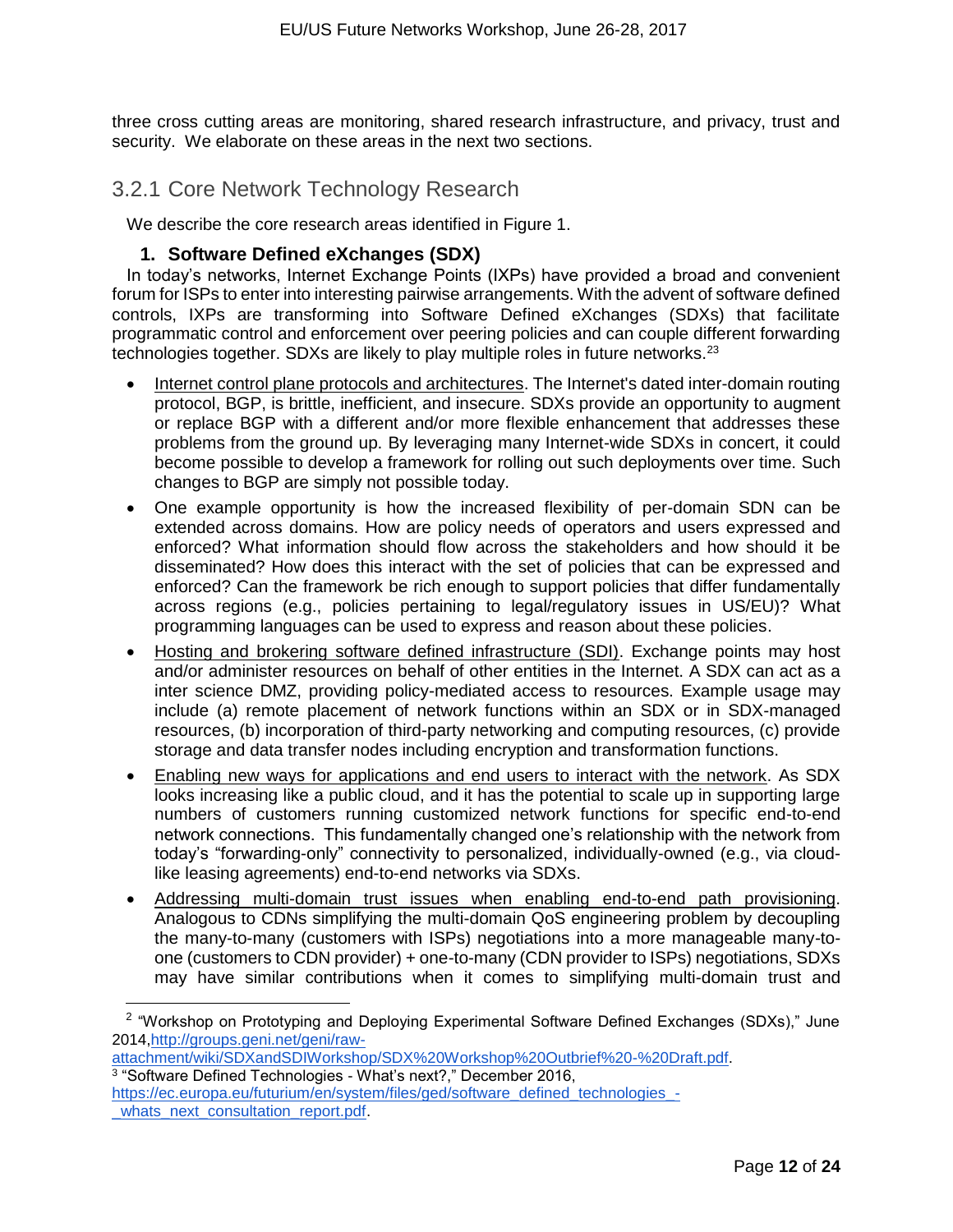three cross cutting areas are monitoring, shared research infrastructure, and privacy, trust and security. We elaborate on these areas in the next two sections.

### 3.2.1 Core Network Technology Research

We describe the core research areas identified in Figure 1.

#### 1. Software Defined eXchanges (SDX)

In today's networks, Internet Exchange Points (IXPs) have provided a broad and convenient forum for ISPs to enter into interesting pairwise arrangements. With the advent of software defined controls, IXPs are transforming into Software Defined eXchanges (SDXs) that facilitate programmatic control and enforcement over peering policies and can couple different forwarding technologies together. SDXs are likely to play multiple roles in future networks.[2,3]

- Internet control plane protocols and architectures. The Internet's dated inter-domain routing protocol, BGP, is brittle, inefficient, and insecure. SDXs provide an opportunity to augment or replace BGP with a different and/or more flexible enhancement that addresses these problems from the ground up. By leveraging many Internet-wide SDXs in concert, it could become possible to develop a framework for rolling out such deployments over time. Such changes to BGP are simply not possible today.
- One example opportunity is how the increased flexibility of per-domain SDN can be extended across domains. How are policy needs of operators and users expressed and enforced? What information should flow across the stakeholders and how should it be disseminated? How does this interact with the set of policies that can be expressed and enforced? Can the framework be rich enough to support policies that differ fundamentally across regions (e.g., policies pertaining to legal/regulatory issues in US/EU)? What programming languages can be used to express and reason about these policies.
- Hosting and brokering software defined infrastructure (SDI). Exchange points may host and/or administer resources on behalf of other entities in the Internet. A SDX can act as a inter science DMZ, providing policy-mediated access to resources. Example usage may include (a) remote placement of network functions within an SDX or in SDX-managed resources, (b) incorporation of third-party networking and computing resources, (c) provide storage and data transfer nodes including encryption and transformation functions.
- Enabling new ways for applications and end users to interact with the network. As SDX looks increasing like a public cloud, and it has the potential to scale up in supporting large numbers of customers running customized network functions for specific end-to-end network connections. This fundamentally changed one's relationship with the network from today's "forwarding-only" connectivity to personalized, individually-owned (e.g., via cloud-like leasing agreements) end-to-end networks via SDXs.
- Addressing multi-domain trust issues when enabling end-to-end path provisioning. Analogous to CDNs simplifying the multi-domain QoS engineering problem by decoupling the many-to-many (customers with ISPs) negotiations into a more manageable many-to-one (customers to CDN provider) + one-to-many (CDN provider to ISPs) negotiations, SDXs may have similar contributions when it comes to simplifying multi-domain trust and

---

[2] "Workshop on Prototyping and Deploying Experimental Software Defined Exchanges (SDXs)," June 2014, http://groups.geni.net/geni/raw-attachment/wiki/SDXandSDIWorkshop/SDX%20Workshop%20Outbrief%20-%20Draft.pdf.

[3] "Software Defined Technologies - What's next?," December 2016, https://ec.europa.eu/futurium/en/system/files/ged/software_defined_technologies_-_whats_next_consultation_report.pdf.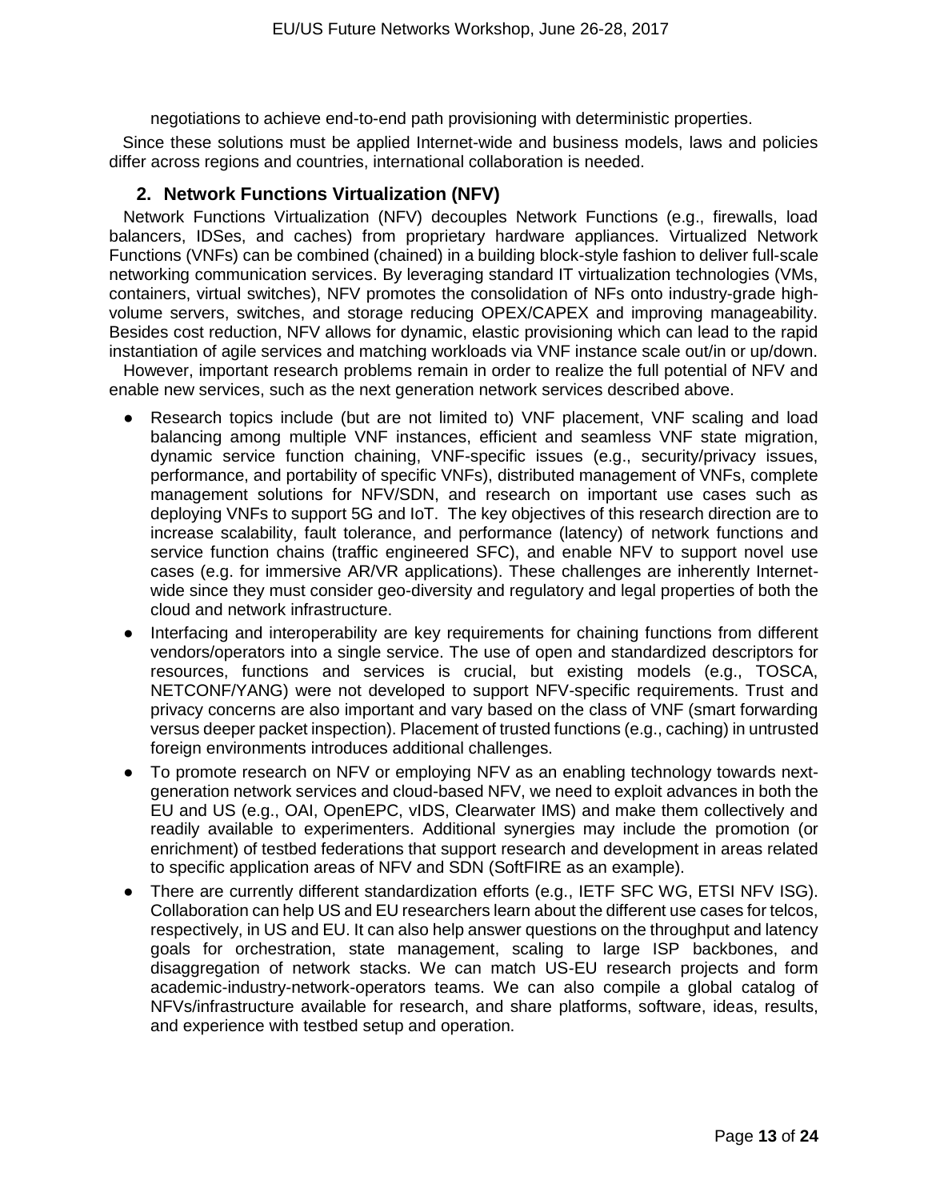negotiations to achieve end-to-end path provisioning with deterministic properties.

Since these solutions must be applied Internet-wide and business models, laws and policies differ across regions and countries, international collaboration is needed.

## 2. Network Functions Virtualization (NFV)

Network Functions Virtualization (NFV) decouples Network Functions (e.g., firewalls, load balancers, IDSes, and caches) from proprietary hardware appliances. Virtualized Network Functions (VNFs) can be combined (chained) in a building block-style fashion to deliver full-scale networking communication services. By leveraging standard IT virtualization technologies (VMs, containers, virtual switches), NFV promotes the consolidation of NFs onto industry-grade high-volume servers, switches, and storage reducing OPEX/CAPEX and improving manageability. Besides cost reduction, NFV allows for dynamic, elastic provisioning which can lead to the rapid instantiation of agile services and matching workloads via VNF instance scale out/in or up/down.

However, important research problems remain in order to realize the full potential of NFV and enable new services, such as the next generation network services described above.

- Research topics include (but are not limited to) VNF placement, VNF scaling and load balancing among multiple VNF instances, efficient and seamless VNF state migration, dynamic service function chaining, VNF-specific issues (e.g., security/privacy issues, performance, and portability of specific VNFs), distributed management of VNFs, complete management solutions for NFV/SDN, and research on important use cases such as deploying VNFs to support 5G and IoT. The key objectives of this research direction are to increase scalability, fault tolerance, and performance (latency) of network functions and service function chains (traffic engineered SFC), and enable NFV to support novel use cases (e.g. for immersive AR/VR applications). These challenges are inherently Internet-wide since they must consider geo-diversity and regulatory and legal properties of both the cloud and network infrastructure.
- Interfacing and interoperability are key requirements for chaining functions from different vendors/operators into a single service. The use of open and standardized descriptors for resources, functions and services is crucial, but existing models (e.g., TOSCA, NETCONF/YANG) were not developed to support NFV-specific requirements. Trust and privacy concerns are also important and vary based on the class of VNF (smart forwarding versus deeper packet inspection). Placement of trusted functions (e.g., caching) in untrusted foreign environments introduces additional challenges.
- To promote research on NFV or employing NFV as an enabling technology towards next-generation network services and cloud-based NFV, we need to exploit advances in both the EU and US (e.g., OAI, OpenEPC, vIDS, Clearwater IMS) and make them collectively and readily available to experimenters. Additional synergies may include the promotion (or enrichment) of testbed federations that support research and development in areas related to specific application areas of NFV and SDN (SoftFIRE as an example).
- There are currently different standardization efforts (e.g., IETF SFC WG, ETSI NFV ISG). Collaboration can help US and EU researchers learn about the different use cases for telcos, respectively, in US and EU. It can also help answer questions on the throughput and latency goals for orchestration, state management, scaling to large ISP backbones, and disaggregation of network stacks. We can match US-EU research projects and form academic-industry-network-operators teams. We can also compile a global catalog of NFVs/infrastructure available for research, and share platforms, software, ideas, results, and experience with testbed setup and operation.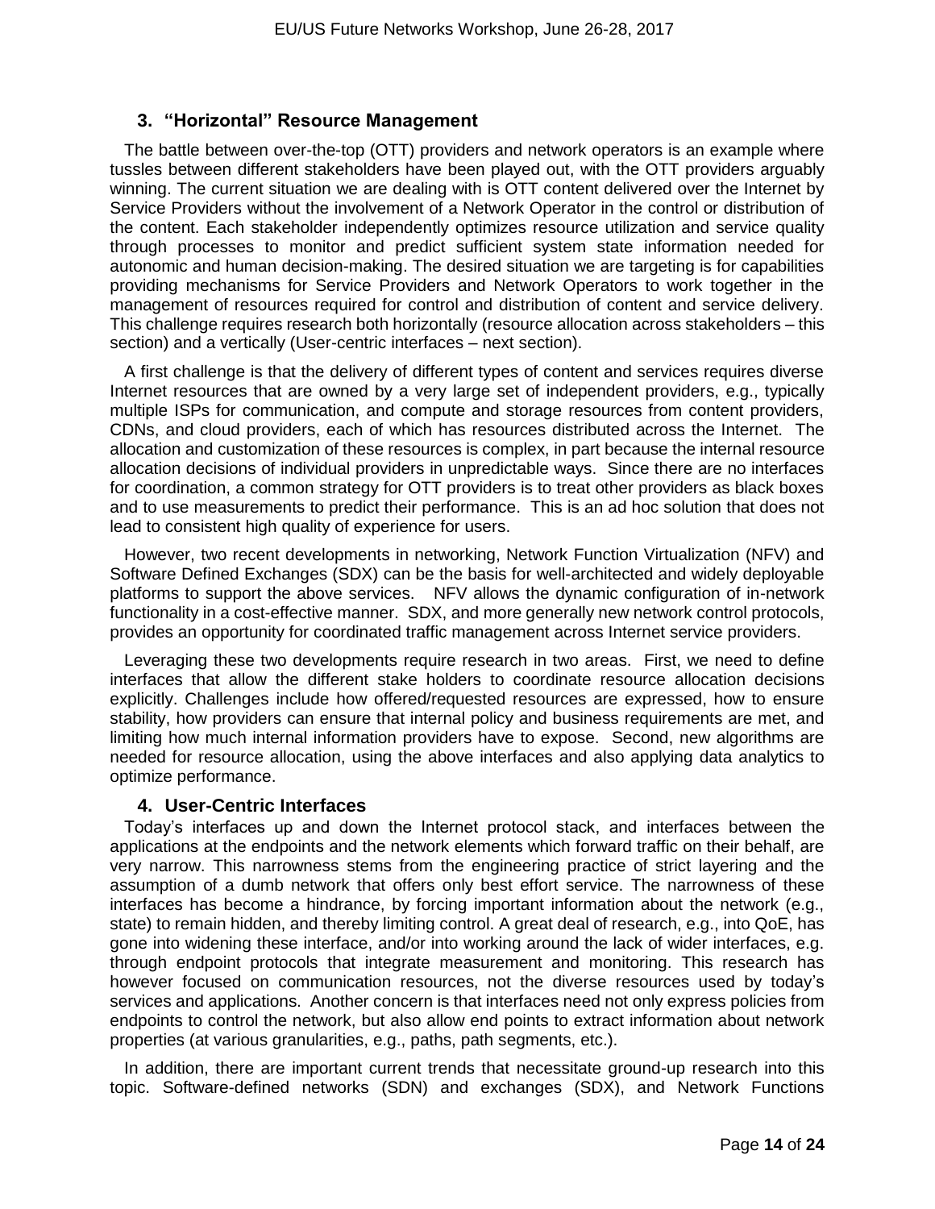## 3. "Horizontal" Resource Management

The battle between over-the-top (OTT) providers and network operators is an example where tussles between different stakeholders have been played out, with the OTT providers arguably winning. The current situation we are dealing with is OTT content delivered over the Internet by Service Providers without the involvement of a Network Operator in the control or distribution of the content. Each stakeholder independently optimizes resource utilization and service quality through processes to monitor and predict sufficient system state information needed for autonomic and human decision-making. The desired situation we are targeting is for capabilities providing mechanisms for Service Providers and Network Operators to work together in the management of resources required for control and distribution of content and service delivery. This challenge requires research both horizontally (resource allocation across stakeholders – this section) and a vertically (User-centric interfaces – next section).

A first challenge is that the delivery of different types of content and services requires diverse Internet resources that are owned by a very large set of independent providers, e.g., typically multiple ISPs for communication, and compute and storage resources from content providers, CDNs, and cloud providers, each of which has resources distributed across the Internet. The allocation and customization of these resources is complex, in part because the internal resource allocation decisions of individual providers in unpredictable ways. Since there are no interfaces for coordination, a common strategy for OTT providers is to treat other providers as black boxes and to use measurements to predict their performance. This is an ad hoc solution that does not lead to consistent high quality of experience for users.

However, two recent developments in networking, Network Function Virtualization (NFV) and Software Defined Exchanges (SDX) can be the basis for well-architected and widely deployable platforms to support the above services. NFV allows the dynamic configuration of in-network functionality in a cost-effective manner. SDX, and more generally new network control protocols, provides an opportunity for coordinated traffic management across Internet service providers.

Leveraging these two developments require research in two areas. First, we need to define interfaces that allow the different stake holders to coordinate resource allocation decisions explicitly. Challenges include how offered/requested resources are expressed, how to ensure stability, how providers can ensure that internal policy and business requirements are met, and limiting how much internal information providers have to expose. Second, new algorithms are needed for resource allocation, using the above interfaces and also applying data analytics to optimize performance.

## 4. User-Centric Interfaces

Today's interfaces up and down the Internet protocol stack, and interfaces between the applications at the endpoints and the network elements which forward traffic on their behalf, are very narrow. This narrowness stems from the engineering practice of strict layering and the assumption of a dumb network that offers only best effort service. The narrowness of these interfaces has become a hindrance, by forcing important information about the network (e.g., state) to remain hidden, and thereby limiting control. A great deal of research, e.g., into QoE, has gone into widening these interface, and/or into working around the lack of wider interfaces, e.g. through endpoint protocols that integrate measurement and monitoring. This research has however focused on communication resources, not the diverse resources used by today's services and applications. Another concern is that interfaces need not only express policies from endpoints to control the network, but also allow end points to extract information about network properties (at various granularities, e.g., paths, path segments, etc.).

In addition, there are important current trends that necessitate ground-up research into this topic. Software-defined networks (SDN) and exchanges (SDX), and Network Functions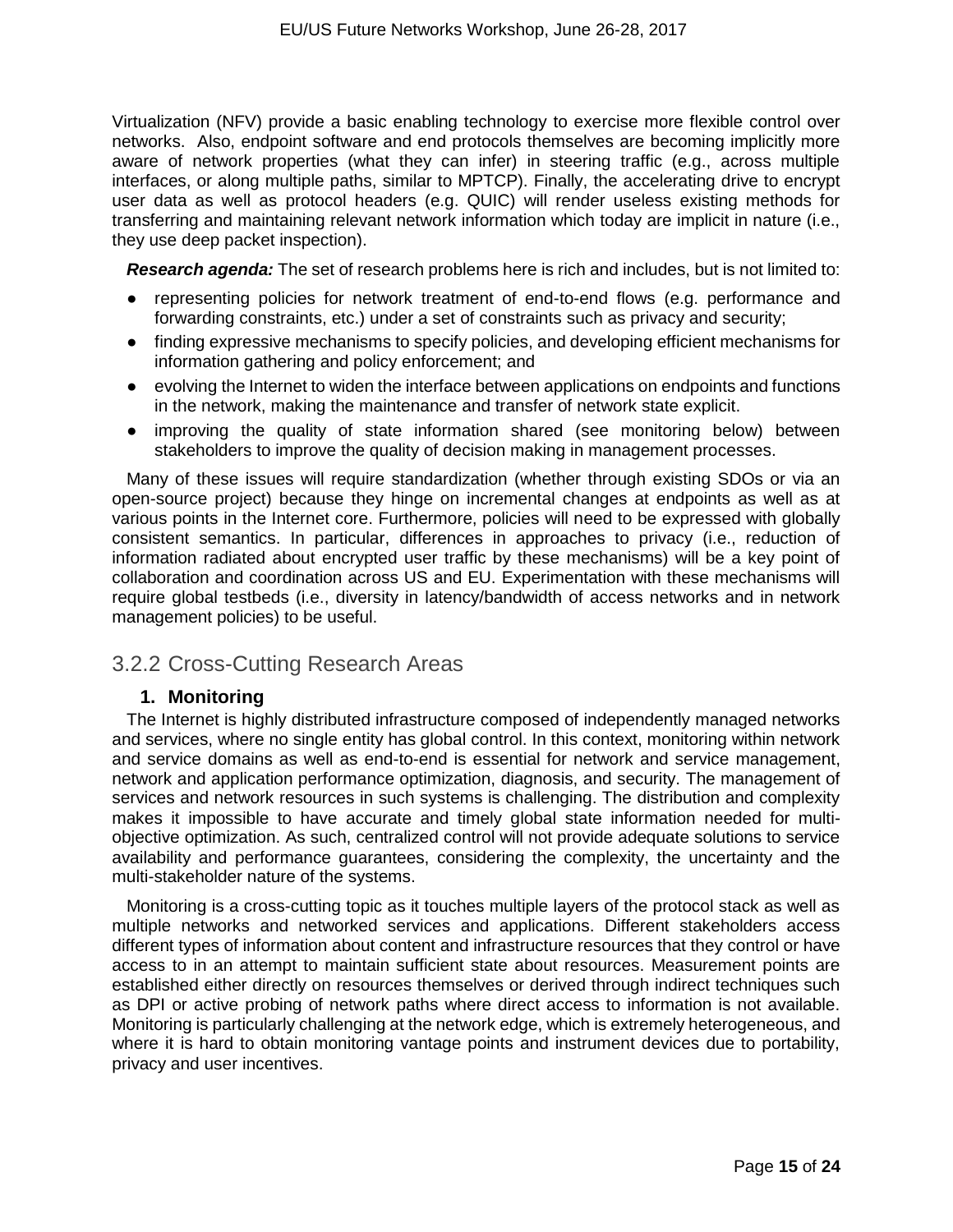Virtualization (NFV) provide a basic enabling technology to exercise more flexible control over networks. Also, endpoint software and end protocols themselves are becoming implicitly more aware of network properties (what they can infer) in steering traffic (e.g., across multiple interfaces, or along multiple paths, similar to MPTCP). Finally, the accelerating drive to encrypt user data as well as protocol headers (e.g. QUIC) will render useless existing methods for transferring and maintaining relevant network information which today are implicit in nature (i.e., they use deep packet inspection).

***Research agenda:*** The set of research problems here is rich and includes, but is not limited to:

- representing policies for network treatment of end-to-end flows (e.g. performance and forwarding constraints, etc.) under a set of constraints such as privacy and security;
- finding expressive mechanisms to specify policies, and developing efficient mechanisms for information gathering and policy enforcement; and
- evolving the Internet to widen the interface between applications on endpoints and functions in the network, making the maintenance and transfer of network state explicit.
- improving the quality of state information shared (see monitoring below) between stakeholders to improve the quality of decision making in management processes.

Many of these issues will require standardization (whether through existing SDOs or via an open-source project) because they hinge on incremental changes at endpoints as well as at various points in the Internet core. Furthermore, policies will need to be expressed with globally consistent semantics. In particular, differences in approaches to privacy (i.e., reduction of information radiated about encrypted user traffic by these mechanisms) will be a key point of collaboration and coordination across US and EU. Experimentation with these mechanisms will require global testbeds (i.e., diversity in latency/bandwidth of access networks and in network management policies) to be useful.

## 3.2.2 Cross-Cutting Research Areas

### 1. Monitoring

The Internet is highly distributed infrastructure composed of independently managed networks and services, where no single entity has global control. In this context, monitoring within network and service domains as well as end-to-end is essential for network and service management, network and application performance optimization, diagnosis, and security. The management of services and network resources in such systems is challenging. The distribution and complexity makes it impossible to have accurate and timely global state information needed for multi-objective optimization. As such, centralized control will not provide adequate solutions to service availability and performance guarantees, considering the complexity, the uncertainty and the multi-stakeholder nature of the systems.

Monitoring is a cross-cutting topic as it touches multiple layers of the protocol stack as well as multiple networks and networked services and applications. Different stakeholders access different types of information about content and infrastructure resources that they control or have access to in an attempt to maintain sufficient state about resources. Measurement points are established either directly on resources themselves or derived through indirect techniques such as DPI or active probing of network paths where direct access to information is not available. Monitoring is particularly challenging at the network edge, which is extremely heterogeneous, and where it is hard to obtain monitoring vantage points and instrument devices due to portability, privacy and user incentives.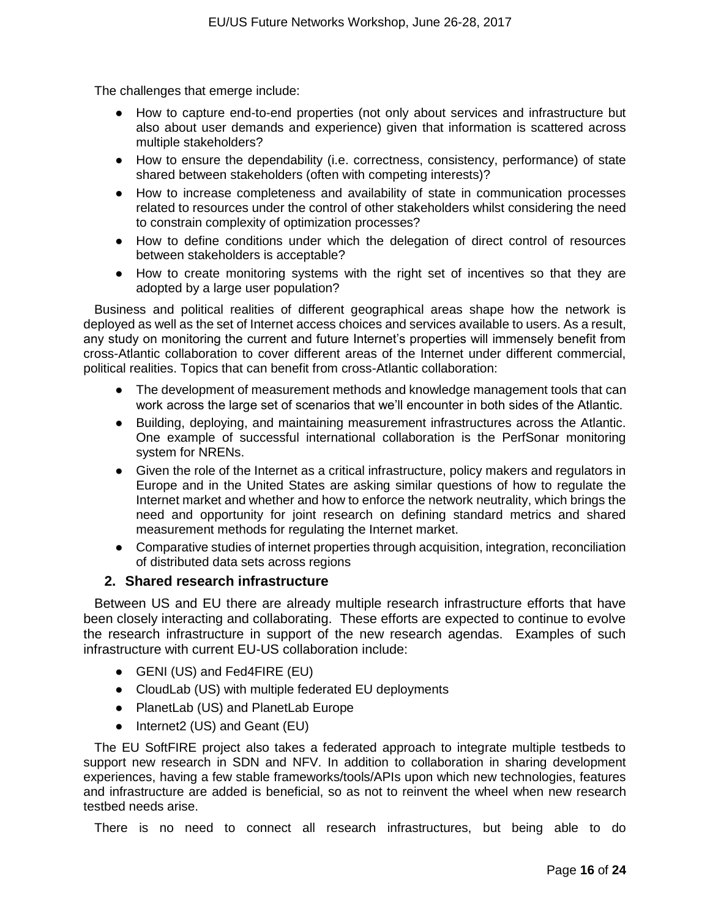The challenges that emerge include:

- How to capture end-to-end properties (not only about services and infrastructure but also about user demands and experience) given that information is scattered across multiple stakeholders?
- How to ensure the dependability (i.e. correctness, consistency, performance) of state shared between stakeholders (often with competing interests)?
- How to increase completeness and availability of state in communication processes related to resources under the control of other stakeholders whilst considering the need to constrain complexity of optimization processes?
- How to define conditions under which the delegation of direct control of resources between stakeholders is acceptable?
- How to create monitoring systems with the right set of incentives so that they are adopted by a large user population?

Business and political realities of different geographical areas shape how the network is deployed as well as the set of Internet access choices and services available to users. As a result, any study on monitoring the current and future Internet's properties will immensely benefit from cross-Atlantic collaboration to cover different areas of the Internet under different commercial, political realities. Topics that can benefit from cross-Atlantic collaboration:

- The development of measurement methods and knowledge management tools that can work across the large set of scenarios that we'll encounter in both sides of the Atlantic.
- Building, deploying, and maintaining measurement infrastructures across the Atlantic. One example of successful international collaboration is the PerfSonar monitoring system for NRENs.
- Given the role of the Internet as a critical infrastructure, policy makers and regulators in Europe and in the United States are asking similar questions of how to regulate the Internet market and whether and how to enforce the network neutrality, which brings the need and opportunity for joint research on defining standard metrics and shared measurement methods for regulating the Internet market.
- Comparative studies of internet properties through acquisition, integration, reconciliation of distributed data sets across regions

## 2. Shared research infrastructure

Between US and EU there are already multiple research infrastructure efforts that have been closely interacting and collaborating. These efforts are expected to continue to evolve the research infrastructure in support of the new research agendas. Examples of such infrastructure with current EU-US collaboration include:

- GENI (US) and Fed4FIRE (EU)
- CloudLab (US) with multiple federated EU deployments
- PlanetLab (US) and PlanetLab Europe
- Internet2 (US) and Geant (EU)

The EU SoftFIRE project also takes a federated approach to integrate multiple testbeds to support new research in SDN and NFV. In addition to collaboration in sharing development experiences, having a few stable frameworks/tools/APIs upon which new technologies, features and infrastructure are added is beneficial, so as not to reinvent the wheel when new research testbed needs arise.

There is no need to connect all research infrastructures, but being able to do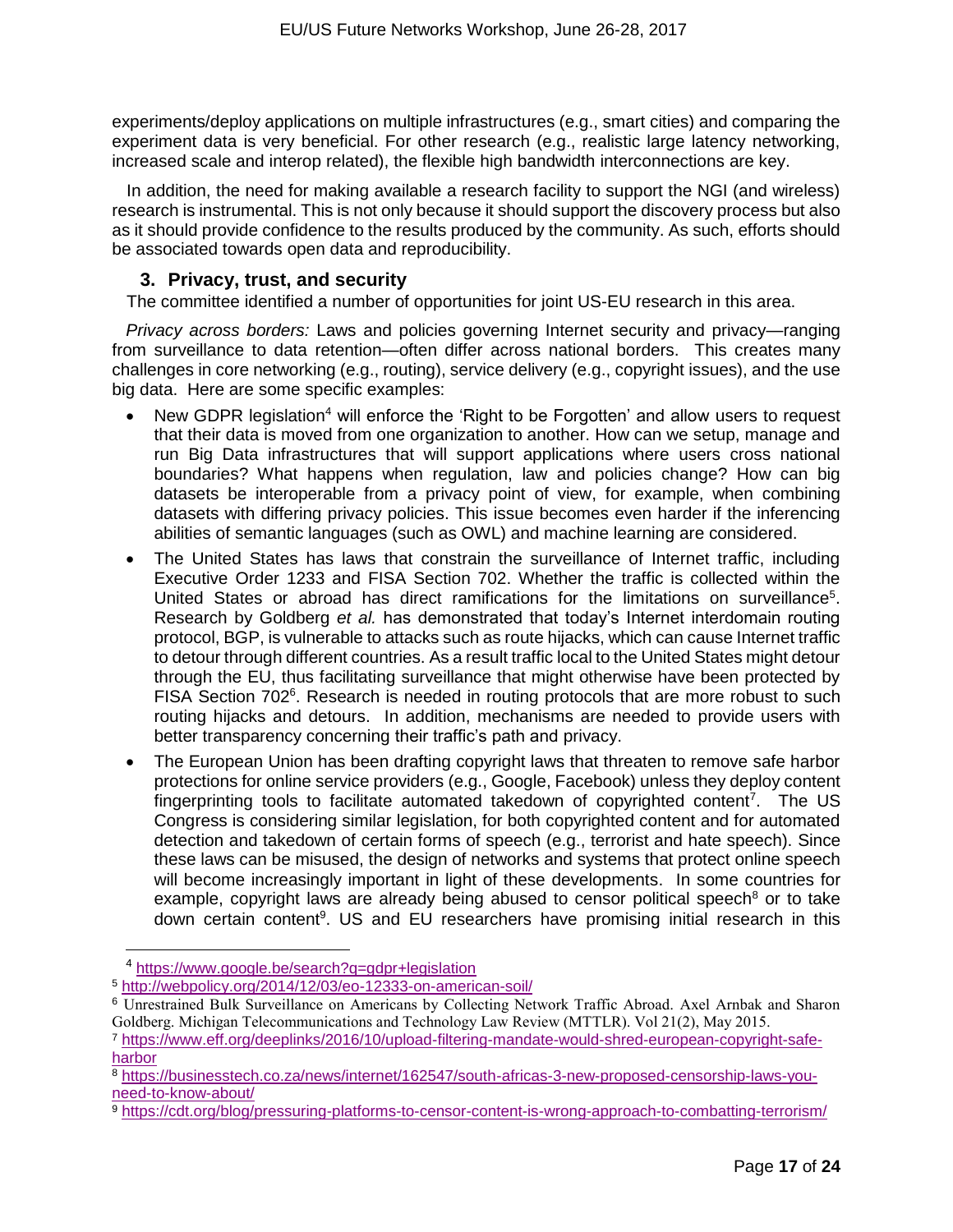experiments/deploy applications on multiple infrastructures (e.g., smart cities) and comparing the experiment data is very beneficial. For other research (e.g., realistic large latency networking, increased scale and interop related), the flexible high bandwidth interconnections are key.

In addition, the need for making available a research facility to support the NGI (and wireless) research is instrumental. This is not only because it should support the discovery process but also as it should provide confidence to the results produced by the community. As such, efforts should be associated towards open data and reproducibility.

### 3. Privacy, trust, and security

The committee identified a number of opportunities for joint US-EU research in this area.

*Privacy across borders:* Laws and policies governing Internet security and privacy—ranging from surveillance to data retention—often differ across national borders. This creates many challenges in core networking (e.g., routing), service delivery (e.g., copyright issues), and the use big data. Here are some specific examples:

- New GDPR legislation[4] will enforce the 'Right to be Forgotten' and allow users to request that their data is moved from one organization to another. How can we setup, manage and run Big Data infrastructures that will support applications where users cross national boundaries? What happens when regulation, law and policies change? How can big datasets be interoperable from a privacy point of view, for example, when combining datasets with differing privacy policies. This issue becomes even harder if the inferencing abilities of semantic languages (such as OWL) and machine learning are considered.
- The United States has laws that constrain the surveillance of Internet traffic, including Executive Order 1233 and FISA Section 702. Whether the traffic is collected within the United States or abroad has direct ramifications for the limitations on surveillance[5]. Research by Goldberg *et al.* has demonstrated that today's Internet interdomain routing protocol, BGP, is vulnerable to attacks such as route hijacks, which can cause Internet traffic to detour through different countries. As a result traffic local to the United States might detour through the EU, thus facilitating surveillance that might otherwise have been protected by FISA Section 702[6]. Research is needed in routing protocols that are more robust to such routing hijacks and detours. In addition, mechanisms are needed to provide users with better transparency concerning their traffic's path and privacy.
- The European Union has been drafting copyright laws that threaten to remove safe harbor protections for online service providers (e.g., Google, Facebook) unless they deploy content fingerprinting tools to facilitate automated takedown of copyrighted content[7]. The US Congress is considering similar legislation, for both copyrighted content and for automated detection and takedown of certain forms of speech (e.g., terrorist and hate speech). Since these laws can be misused, the design of networks and systems that protect online speech will become increasingly important in light of these developments. In some countries for example, copyright laws are already being abused to censor political speech[8] or to take down certain content[9]. US and EU researchers have promising initial research in this

---

[4] https://www.google.be/search?q=gdpr+legislation

[5] http://webpolicy.org/2014/12/03/eo-12333-on-american-soil/

[6] Unrestrained Bulk Surveillance on Americans by Collecting Network Traffic Abroad. Axel Arnbak and Sharon Goldberg. Michigan Telecommunications and Technology Law Review (MTTLR). Vol 21(2), May 2015.

[7] https://www.eff.org/deeplinks/2016/10/upload-filtering-mandate-would-shred-european-copyright-safe-harbor

[8] https://businesstech.co.za/news/internet/162547/south-africas-3-new-proposed-censorship-laws-you-need-to-know-about/

[9] https://cdt.org/blog/pressuring-platforms-to-censor-content-is-wrong-approach-to-combatting-terrorism/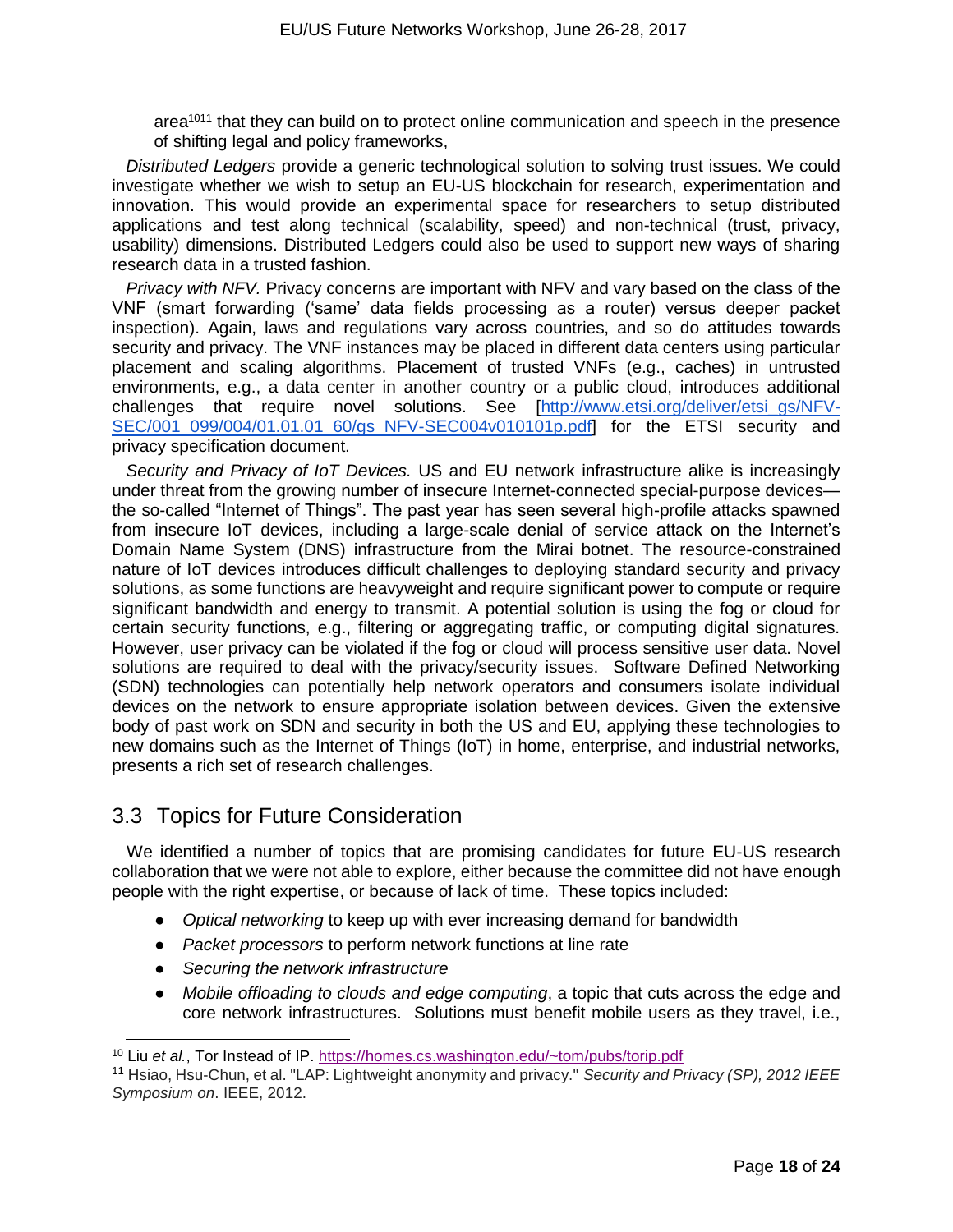area[10][11] that they can build on to protect online communication and speech in the presence of shifting legal and policy frameworks,

*Distributed Ledgers* provide a generic technological solution to solving trust issues. We could investigate whether we wish to setup an EU-US blockchain for research, experimentation and innovation. This would provide an experimental space for researchers to setup distributed applications and test along technical (scalability, speed) and non-technical (trust, privacy, usability) dimensions. Distributed Ledgers could also be used to support new ways of sharing research data in a trusted fashion.

*Privacy with NFV.* Privacy concerns are important with NFV and vary based on the class of the VNF (smart forwarding ('same' data fields processing as a router) versus deeper packet inspection). Again, laws and regulations vary across countries, and so do attitudes towards security and privacy. The VNF instances may be placed in different data centers using particular placement and scaling algorithms. Placement of trusted VNFs (e.g., caches) in untrusted environments, e.g., a data center in another country or a public cloud, introduces additional challenges that require novel solutions. See [http://www.etsi.org/deliver/etsi_gs/NFV-SEC/001_099/004/01.01.01_60/gs_NFV-SEC004v010101p.pdf] for the ETSI security and privacy specification document.

*Security and Privacy of IoT Devices.* US and EU network infrastructure alike is increasingly under threat from the growing number of insecure Internet-connected special-purpose devices—the so-called "Internet of Things". The past year has seen several high-profile attacks spawned from insecure IoT devices, including a large-scale denial of service attack on the Internet's Domain Name System (DNS) infrastructure from the Mirai botnet. The resource-constrained nature of IoT devices introduces difficult challenges to deploying standard security and privacy solutions, as some functions are heavyweight and require significant power to compute or require significant bandwidth and energy to transmit. A potential solution is using the fog or cloud for certain security functions, e.g., filtering or aggregating traffic, or computing digital signatures. However, user privacy can be violated if the fog or cloud will process sensitive user data. Novel solutions are required to deal with the privacy/security issues. Software Defined Networking (SDN) technologies can potentially help network operators and consumers isolate individual devices on the network to ensure appropriate isolation between devices. Given the extensive body of past work on SDN and security in both the US and EU, applying these technologies to new domains such as the Internet of Things (IoT) in home, enterprise, and industrial networks, presents a rich set of research challenges.

## 3.3 Topics for Future Consideration

We identified a number of topics that are promising candidates for future EU-US research collaboration that we were not able to explore, either because the committee did not have enough people with the right expertise, or because of lack of time. These topics included:

- *Optical networking* to keep up with ever increasing demand for bandwidth
- *Packet processors* to perform network functions at line rate
- *Securing the network infrastructure*
- *Mobile offloading to clouds and edge computing*, a topic that cuts across the edge and core network infrastructures. Solutions must benefit mobile users as they travel, i.e.,

[10] Liu *et al.*, Tor Instead of IP. https://homes.cs.washington.edu/~tom/pubs/torip.pdf

[11] Hsiao, Hsu-Chun, et al. "LAP: Lightweight anonymity and privacy." *Security and Privacy (SP), 2012 IEEE Symposium on*. IEEE, 2012.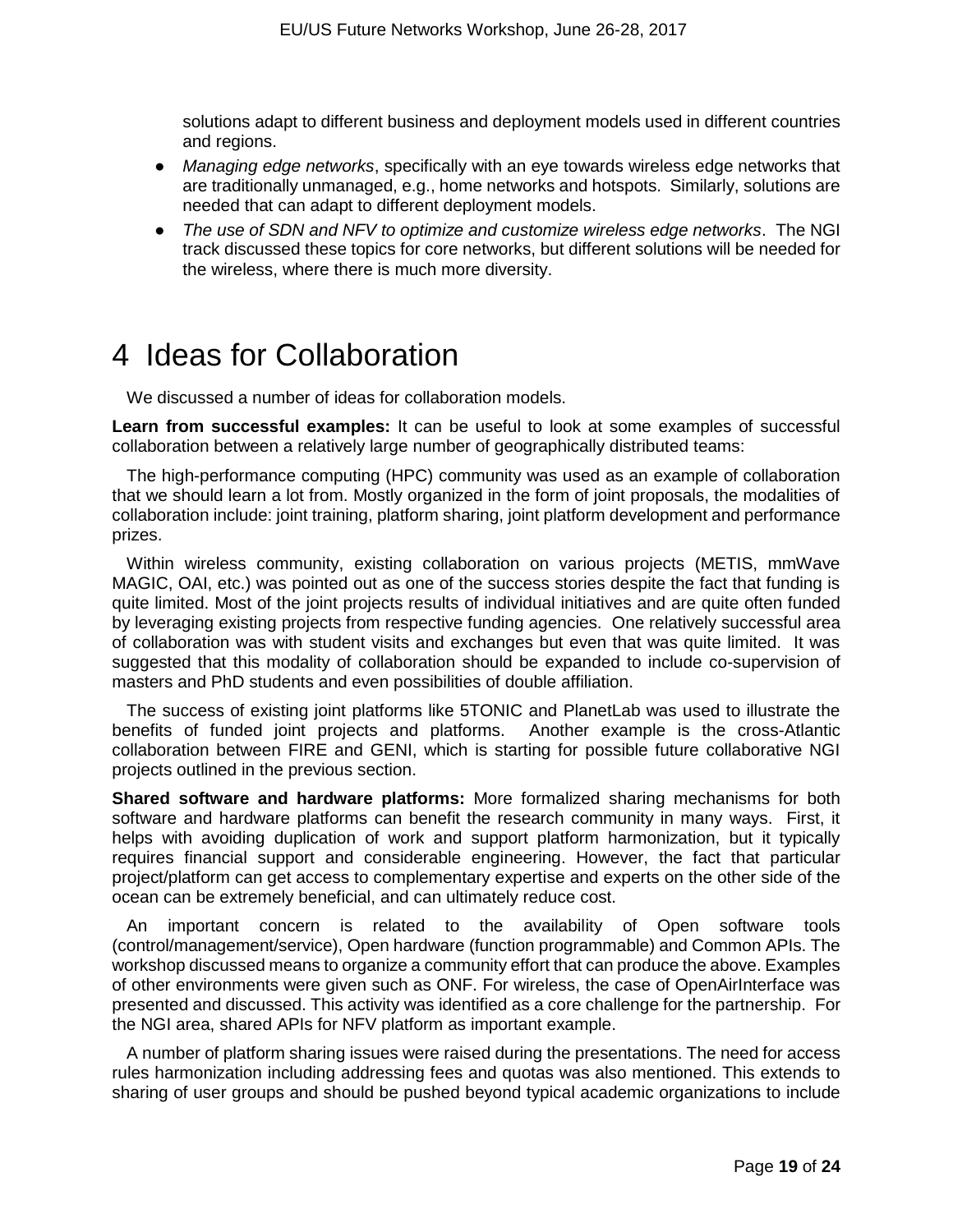solutions adapt to different business and deployment models used in different countries and regions.

- *Managing edge networks*, specifically with an eye towards wireless edge networks that are traditionally unmanaged, e.g., home networks and hotspots. Similarly, solutions are needed that can adapt to different deployment models.
- *The use of SDN and NFV to optimize and customize wireless edge networks*. The NGI track discussed these topics for core networks, but different solutions will be needed for the wireless, where there is much more diversity.

# 4 Ideas for Collaboration

We discussed a number of ideas for collaboration models.

**Learn from successful examples:** It can be useful to look at some examples of successful collaboration between a relatively large number of geographically distributed teams:

The high-performance computing (HPC) community was used as an example of collaboration that we should learn a lot from. Mostly organized in the form of joint proposals, the modalities of collaboration include: joint training, platform sharing, joint platform development and performance prizes.

Within wireless community, existing collaboration on various projects (METIS, mmWave MAGIC, OAI, etc.) was pointed out as one of the success stories despite the fact that funding is quite limited. Most of the joint projects results of individual initiatives and are quite often funded by leveraging existing projects from respective funding agencies. One relatively successful area of collaboration was with student visits and exchanges but even that was quite limited. It was suggested that this modality of collaboration should be expanded to include co-supervision of masters and PhD students and even possibilities of double affiliation.

The success of existing joint platforms like 5TONIC and PlanetLab was used to illustrate the benefits of funded joint projects and platforms. Another example is the cross-Atlantic collaboration between FIRE and GENI, which is starting for possible future collaborative NGI projects outlined in the previous section.

**Shared software and hardware platforms:** More formalized sharing mechanisms for both software and hardware platforms can benefit the research community in many ways. First, it helps with avoiding duplication of work and support platform harmonization, but it typically requires financial support and considerable engineering. However, the fact that particular project/platform can get access to complementary expertise and experts on the other side of the ocean can be extremely beneficial, and can ultimately reduce cost.

An important concern is related to the availability of Open software tools (control/management/service), Open hardware (function programmable) and Common APIs. The workshop discussed means to organize a community effort that can produce the above. Examples of other environments were given such as ONF. For wireless, the case of OpenAirInterface was presented and discussed. This activity was identified as a core challenge for the partnership. For the NGI area, shared APIs for NFV platform as important example.

A number of platform sharing issues were raised during the presentations. The need for access rules harmonization including addressing fees and quotas was also mentioned. This extends to sharing of user groups and should be pushed beyond typical academic organizations to include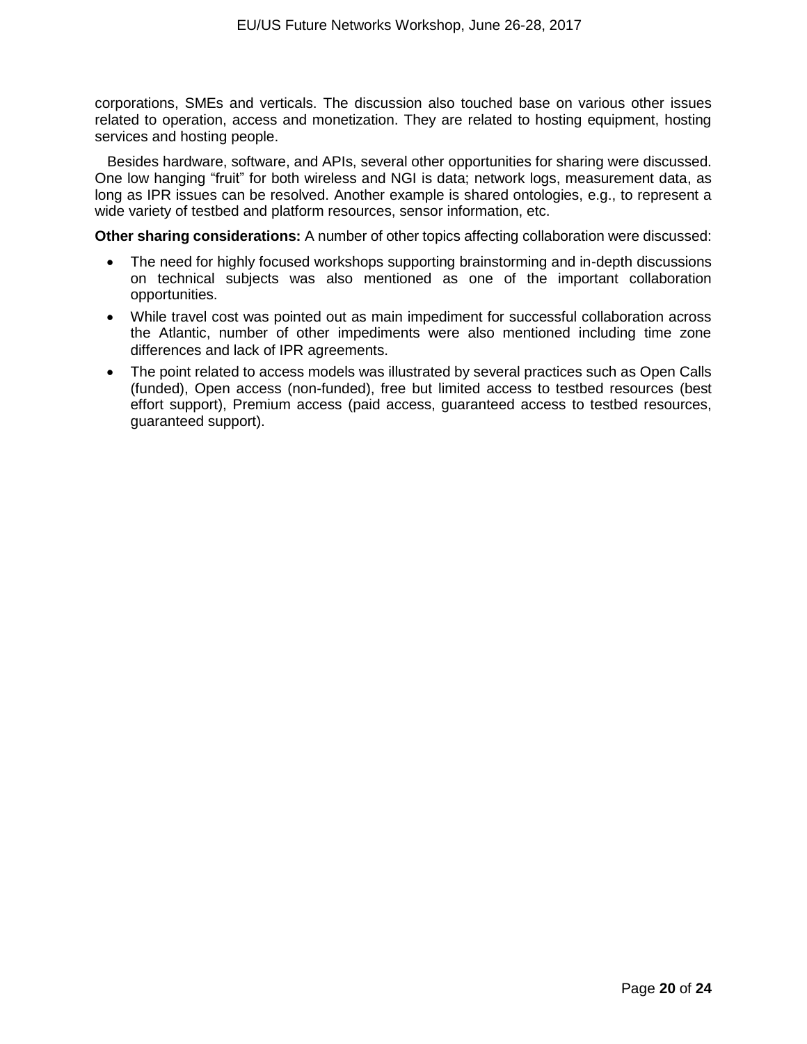corporations, SMEs and verticals. The discussion also touched base on various other issues related to operation, access and monetization. They are related to hosting equipment, hosting services and hosting people.

Besides hardware, software, and APIs, several other opportunities for sharing were discussed. One low hanging "fruit" for both wireless and NGI is data; network logs, measurement data, as long as IPR issues can be resolved. Another example is shared ontologies, e.g., to represent a wide variety of testbed and platform resources, sensor information, etc.

**Other sharing considerations:** A number of other topics affecting collaboration were discussed:

- The need for highly focused workshops supporting brainstorming and in-depth discussions on technical subjects was also mentioned as one of the important collaboration opportunities.
- While travel cost was pointed out as main impediment for successful collaboration across the Atlantic, number of other impediments were also mentioned including time zone differences and lack of IPR agreements.
- The point related to access models was illustrated by several practices such as Open Calls (funded), Open access (non-funded), free but limited access to testbed resources (best effort support), Premium access (paid access, guaranteed access to testbed resources, guaranteed support).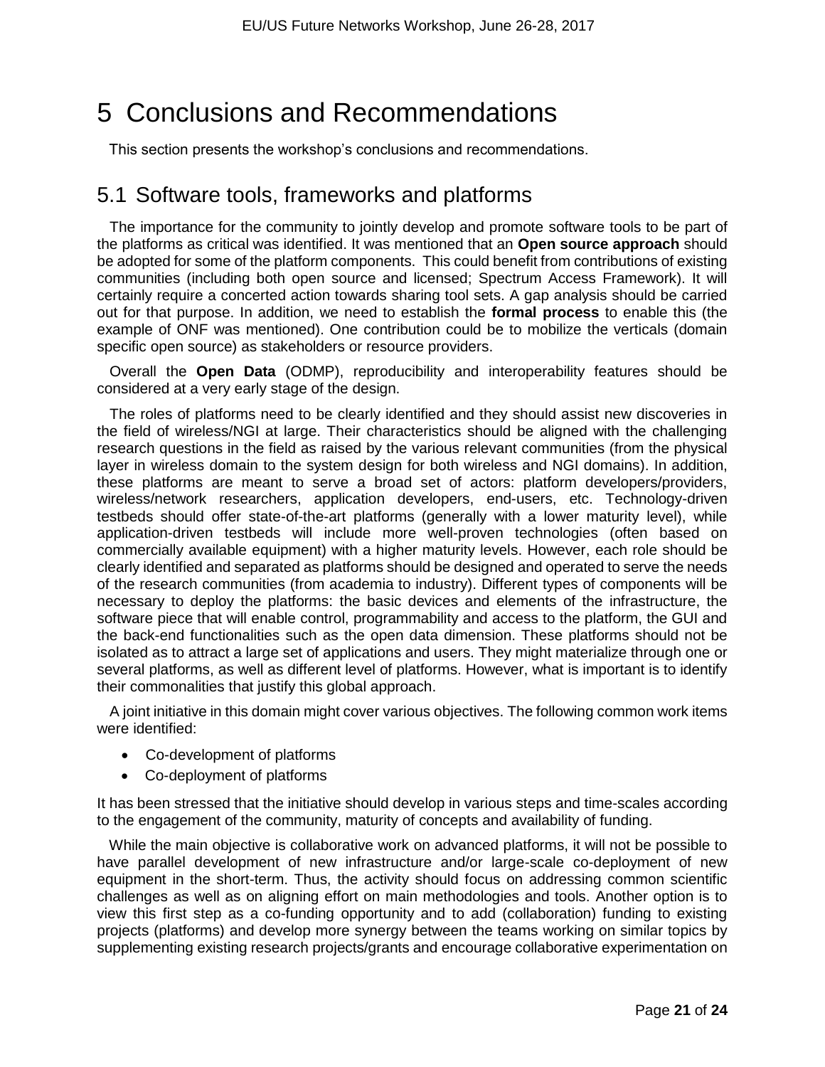# 5 Conclusions and Recommendations

This section presents the workshop's conclusions and recommendations.

## 5.1 Software tools, frameworks and platforms

The importance for the community to jointly develop and promote software tools to be part of the platforms as critical was identified. It was mentioned that an **Open source approach** should be adopted for some of the platform components. This could benefit from contributions of existing communities (including both open source and licensed; Spectrum Access Framework). It will certainly require a concerted action towards sharing tool sets. A gap analysis should be carried out for that purpose. In addition, we need to establish the **formal process** to enable this (the example of ONF was mentioned). One contribution could be to mobilize the verticals (domain specific open source) as stakeholders or resource providers.

Overall the **Open Data** (ODMP), reproducibility and interoperability features should be considered at a very early stage of the design.

The roles of platforms need to be clearly identified and they should assist new discoveries in the field of wireless/NGI at large. Their characteristics should be aligned with the challenging research questions in the field as raised by the various relevant communities (from the physical layer in wireless domain to the system design for both wireless and NGI domains). In addition, these platforms are meant to serve a broad set of actors: platform developers/providers, wireless/network researchers, application developers, end-users, etc. Technology-driven testbeds should offer state-of-the-art platforms (generally with a lower maturity level), while application-driven testbeds will include more well-proven technologies (often based on commercially available equipment) with a higher maturity levels. However, each role should be clearly identified and separated as platforms should be designed and operated to serve the needs of the research communities (from academia to industry). Different types of components will be necessary to deploy the platforms: the basic devices and elements of the infrastructure, the software piece that will enable control, programmability and access to the platform, the GUI and the back-end functionalities such as the open data dimension. These platforms should not be isolated as to attract a large set of applications and users. They might materialize through one or several platforms, as well as different level of platforms. However, what is important is to identify their commonalities that justify this global approach.

A joint initiative in this domain might cover various objectives. The following common work items were identified:

- Co-development of platforms
- Co-deployment of platforms

It has been stressed that the initiative should develop in various steps and time-scales according to the engagement of the community, maturity of concepts and availability of funding.

While the main objective is collaborative work on advanced platforms, it will not be possible to have parallel development of new infrastructure and/or large-scale co-deployment of new equipment in the short-term. Thus, the activity should focus on addressing common scientific challenges as well as on aligning effort on main methodologies and tools. Another option is to view this first step as a co-funding opportunity and to add (collaboration) funding to existing projects (platforms) and develop more synergy between the teams working on similar topics by supplementing existing research projects/grants and encourage collaborative experimentation on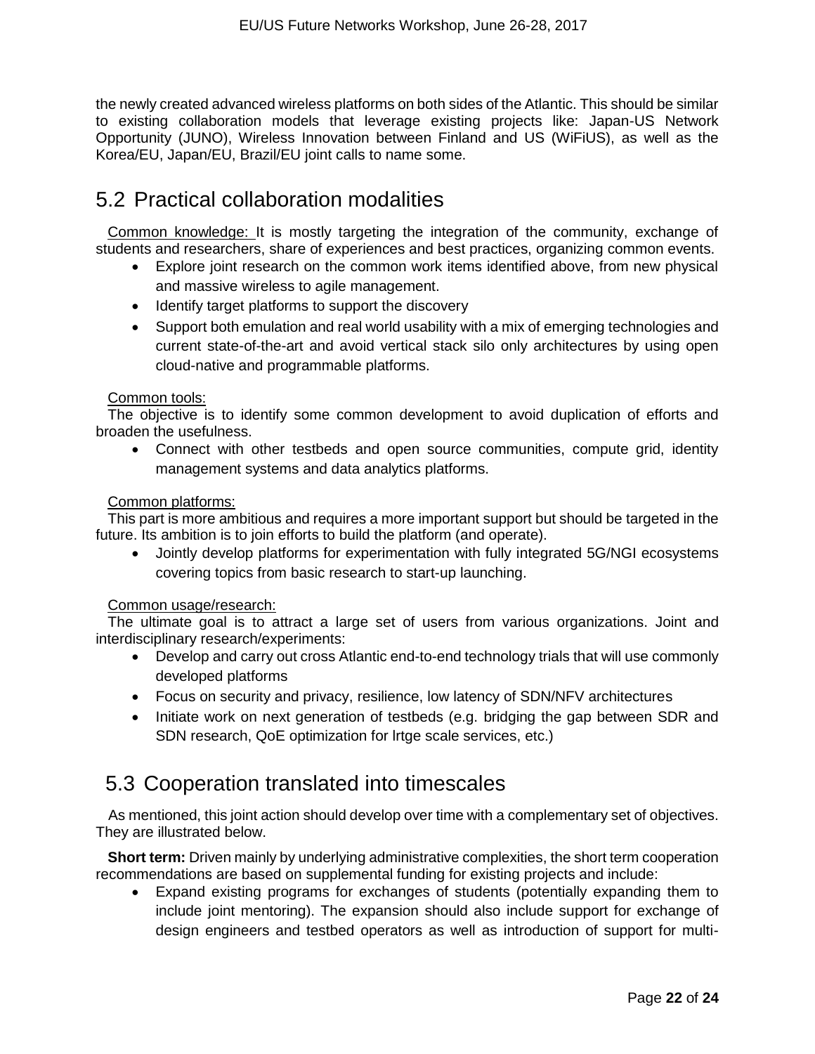the newly created advanced wireless platforms on both sides of the Atlantic. This should be similar to existing collaboration models that leverage existing projects like: Japan-US Network Opportunity (JUNO), Wireless Innovation between Finland and US (WiFiUS), as well as the Korea/EU, Japan/EU, Brazil/EU joint calls to name some.

## 5.2 Practical collaboration modalities

Common knowledge: It is mostly targeting the integration of the community, exchange of students and researchers, share of experiences and best practices, organizing common events.

- Explore joint research on the common work items identified above, from new physical and massive wireless to agile management.
- Identify target platforms to support the discovery
- Support both emulation and real world usability with a mix of emerging technologies and current state-of-the-art and avoid vertical stack silo only architectures by using open cloud-native and programmable platforms.

Common tools:

The objective is to identify some common development to avoid duplication of efforts and broaden the usefulness.

- Connect with other testbeds and open source communities, compute grid, identity management systems and data analytics platforms.

Common platforms:

This part is more ambitious and requires a more important support but should be targeted in the future. Its ambition is to join efforts to build the platform (and operate).

- Jointly develop platforms for experimentation with fully integrated 5G/NGI ecosystems covering topics from basic research to start-up launching.

Common usage/research:

The ultimate goal is to attract a large set of users from various organizations. Joint and interdisciplinary research/experiments:

- Develop and carry out cross Atlantic end-to-end technology trials that will use commonly developed platforms
- Focus on security and privacy, resilience, low latency of SDN/NFV architectures
- Initiate work on next generation of testbeds (e.g. bridging the gap between SDR and SDN research, QoE optimization for lrtge scale services, etc.)

## 5.3 Cooperation translated into timescales

As mentioned, this joint action should develop over time with a complementary set of objectives. They are illustrated below.

**Short term:** Driven mainly by underlying administrative complexities, the short term cooperation recommendations are based on supplemental funding for existing projects and include:

- Expand existing programs for exchanges of students (potentially expanding them to include joint mentoring). The expansion should also include support for exchange of design engineers and testbed operators as well as introduction of support for multi-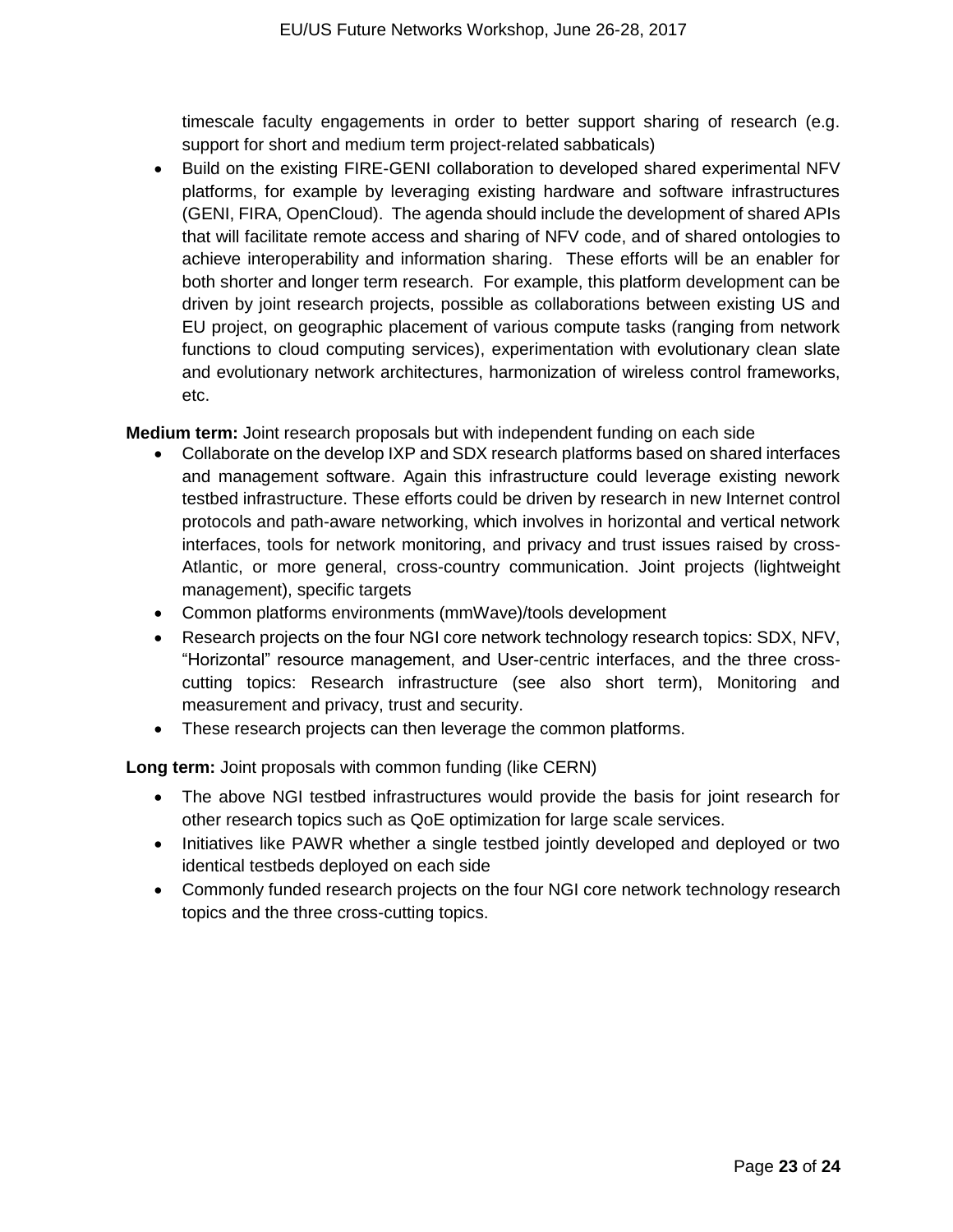timescale faculty engagements in order to better support sharing of research (e.g. support for short and medium term project-related sabbaticals)

- Build on the existing FIRE-GENI collaboration to developed shared experimental NFV platforms, for example by leveraging existing hardware and software infrastructures (GENI, FIRA, OpenCloud). The agenda should include the development of shared APIs that will facilitate remote access and sharing of NFV code, and of shared ontologies to achieve interoperability and information sharing. These efforts will be an enabler for both shorter and longer term research. For example, this platform development can be driven by joint research projects, possible as collaborations between existing US and EU project, on geographic placement of various compute tasks (ranging from network functions to cloud computing services), experimentation with evolutionary clean slate and evolutionary network architectures, harmonization of wireless control frameworks, etc.

**Medium term:** Joint research proposals but with independent funding on each side

- Collaborate on the develop IXP and SDX research platforms based on shared interfaces and management software. Again this infrastructure could leverage existing nework testbed infrastructure. These efforts could be driven by research in new Internet control protocols and path-aware networking, which involves in horizontal and vertical network interfaces, tools for network monitoring, and privacy and trust issues raised by cross-Atlantic, or more general, cross-country communication. Joint projects (lightweight management), specific targets
- Common platforms environments (mmWave)/tools development
- Research projects on the four NGI core network technology research topics: SDX, NFV, "Horizontal" resource management, and User-centric interfaces, and the three cross-cutting topics: Research infrastructure (see also short term), Monitoring and measurement and privacy, trust and security.
- These research projects can then leverage the common platforms.

**Long term:** Joint proposals with common funding (like CERN)

- The above NGI testbed infrastructures would provide the basis for joint research for other research topics such as QoE optimization for large scale services.
- Initiatives like PAWR whether a single testbed jointly developed and deployed or two identical testbeds deployed on each side
- Commonly funded research projects on the four NGI core network technology research topics and the three cross-cutting topics.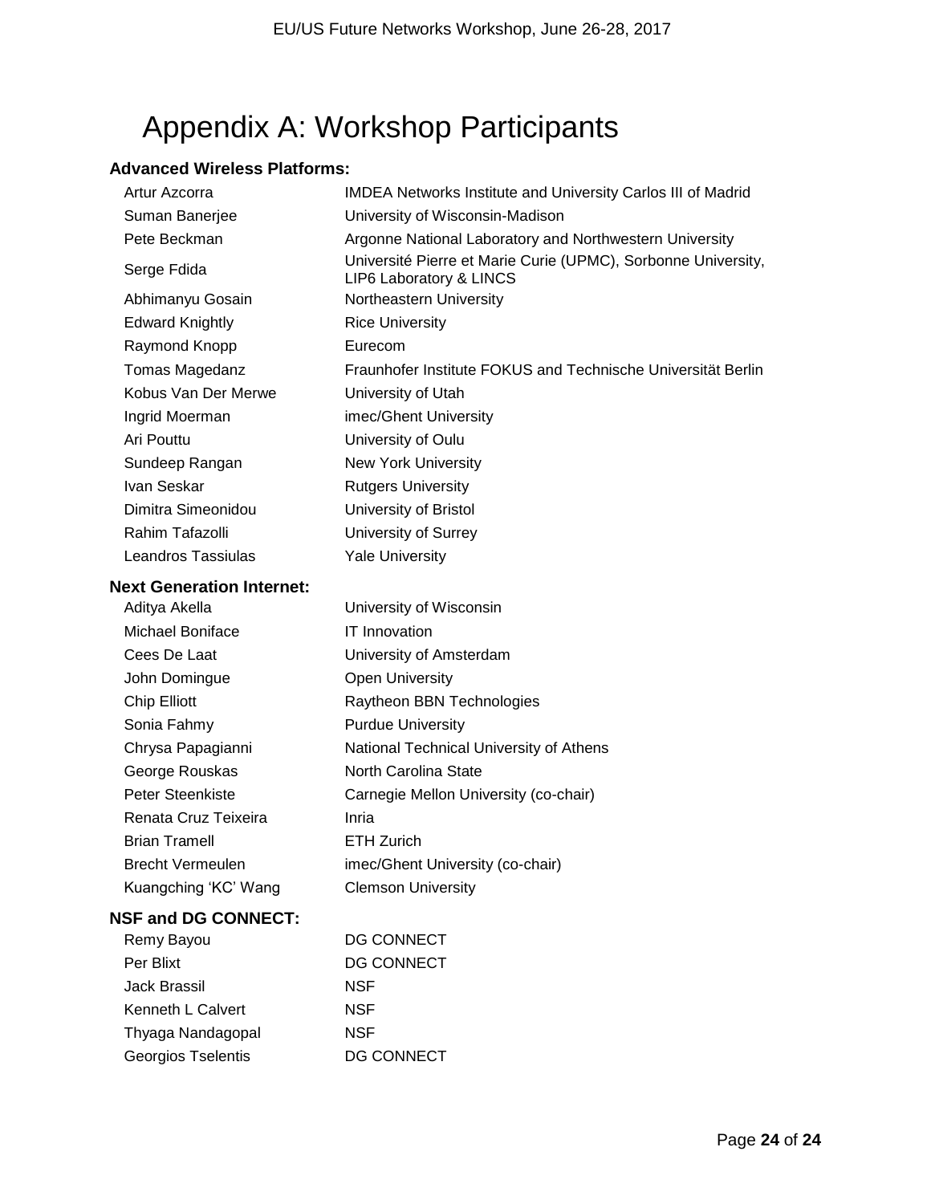# Appendix A: Workshop Participants

**Advanced Wireless Platforms:**

| | |
|---|---|
| Artur Azcorra | IMDEA Networks Institute and University Carlos III of Madrid |
| Suman Banerjee | University of Wisconsin-Madison |
| Pete Beckman | Argonne National Laboratory and Northwestern University |
| Serge Fdida | Université Pierre et Marie Curie (UPMC), Sorbonne University, LIP6 Laboratory & LINCS |
| Abhimanyu Gosain | Northeastern University |
| Edward Knightly | Rice University |
| Raymond Knopp | Eurecom |
| Tomas Magedanz | Fraunhofer Institute FOKUS and Technische Universität Berlin |
| Kobus Van Der Merwe | University of Utah |
| Ingrid Moerman | imec/Ghent University |
| Ari Pouttu | University of Oulu |
| Sundeep Rangan | New York University |
| Ivan Seskar | Rutgers University |
| Dimitra Simeonidou | University of Bristol |
| Rahim Tafazolli | University of Surrey |
| Leandros Tassiulas | Yale University |

**Next Generation Internet:**

| | |
|---|---|
| Aditya Akella | University of Wisconsin |
| Michael Boniface | IT Innovation |
| Cees De Laat | University of Amsterdam |
| John Domingue | Open University |
| Chip Elliott | Raytheon BBN Technologies |
| Sonia Fahmy | Purdue University |
| Chrysa Papagianni | National Technical University of Athens |
| George Rouskas | North Carolina State |
| Peter Steenkiste | Carnegie Mellon University (co-chair) |
| Renata Cruz Teixeira | Inria |
| Brian Tramell | ETH Zurich |
| Brecht Vermeulen | imec/Ghent University (co-chair) |
| Kuangching 'KC' Wang | Clemson University |

**NSF and DG CONNECT:**

| | |
|---|---|
| Remy Bayou | DG CONNECT |
| Per Blixt | DG CONNECT |
| Jack Brassil | NSF |
| Kenneth L Calvert | NSF |
| Thyaga Nandagopal | NSF |
| Georgios Tselentis | DG CONNECT |